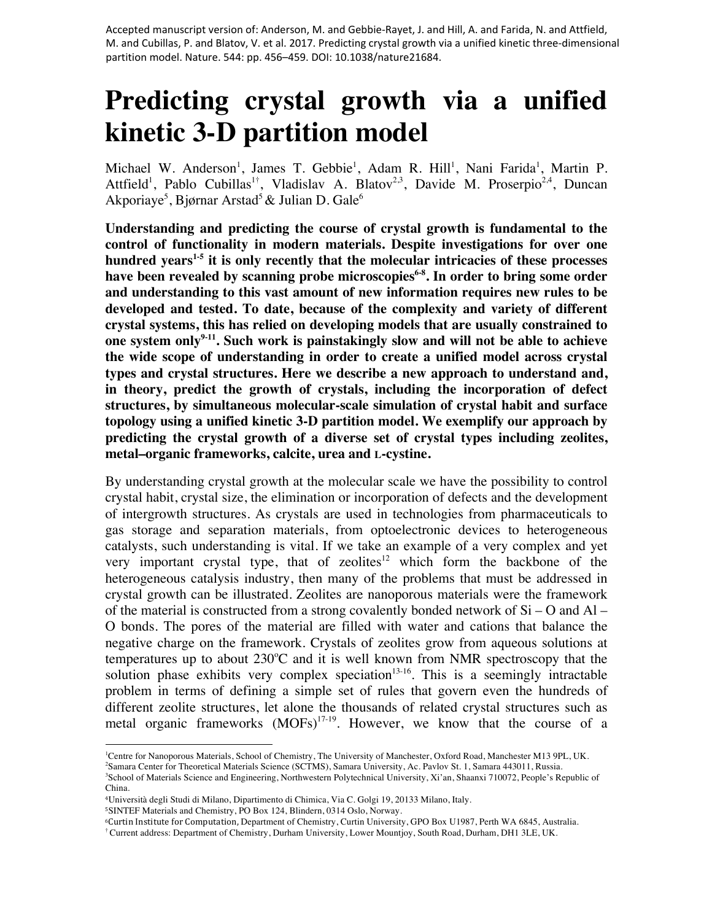Accepted manuscript version of: Anderson, M. and Gebbie-Rayet, J. and Hill, A. and Farida, N. and Attfield, M. and Cubillas, P. and Blatov, V. et al. 2017. Predicting crystal growth via a unified kinetic three-dimensional partition model. Nature. 544: pp. 456–459. DOI: 10.1038/nature21684.

# Predicting crystal growth via a unified kinetic 3-D partition model

Michael W. Anderson[1], James T. Gebbie[1], Adam R. Hill[1], Nani Farida[1], Martin P. Attfield[1], Pablo Cubillas[1†], Vladislav A. Blatov[2,3], Davide M. Proserpio[2,4], Duncan Akporiaye[5], Bjørnar Arstad[5] & Julian D. Gale[6]

**Understanding and predicting the course of crystal growth is fundamental to the control of functionality in modern materials. Despite investigations for over one hundred years[1-5] it is only recently that the molecular intricacies of these processes have been revealed by scanning probe microscopies[6-8]. In order to bring some order and understanding to this vast amount of new information requires new rules to be developed and tested. To date, because of the complexity and variety of different crystal systems, this has relied on developing models that are usually constrained to one system only[9-11]. Such work is painstakingly slow and will not be able to achieve the wide scope of understanding in order to create a unified model across crystal types and crystal structures. Here we describe a new approach to understand and, in theory, predict the growth of crystals, including the incorporation of defect structures, by simultaneous molecular-scale simulation of crystal habit and surface topology using a unified kinetic 3-D partition model. We exemplify our approach by predicting the crystal growth of a diverse set of crystal types including zeolites, metal–organic frameworks, calcite, urea and L-cystine.**

By understanding crystal growth at the molecular scale we have the possibility to control crystal habit, crystal size, the elimination or incorporation of defects and the development of intergrowth structures. As crystals are used in technologies from pharmaceuticals to gas storage and separation materials, from optoelectronic devices to heterogeneous catalysts, such understanding is vital. If we take an example of a very complex and yet very important crystal type, that of zeolites[12] which form the backbone of the heterogeneous catalysis industry, then many of the problems that must be addressed in crystal growth can be illustrated. Zeolites are nanoporous materials were the framework of the material is constructed from a strong covalently bonded network of Si – O and Al – O bonds. The pores of the material are filled with water and cations that balance the negative charge on the framework. Crystals of zeolites grow from aqueous solutions at temperatures up to about 230°C and it is well known from NMR spectroscopy that the solution phase exhibits very complex speciation[13-16]. This is a seemingly intractable problem in terms of defining a simple set of rules that govern even the hundreds of different zeolite structures, let alone the thousands of related crystal structures such as metal organic frameworks (MOFs)[17-19]. However, we know that the course of a

---

[1]Centre for Nanoporous Materials, School of Chemistry, The University of Manchester, Oxford Road, Manchester M13 9PL, UK.
[2]Samara Center for Theoretical Materials Science (SCTMS), Samara University, Ac. Pavlov St. 1, Samara 443011, Russia.
[3]School of Materials Science and Engineering, Northwestern Polytechnical University, Xi'an, Shaanxi 710072, People's Republic of China.
[4]Università degli Studi di Milano, Dipartimento di Chimica, Via C. Golgi 19, 20133 Milano, Italy.
[5]SINTEF Materials and Chemistry, PO Box 124, Blindern, 0314 Oslo, Norway.
[6]Curtin Institute for Computation, Department of Chemistry, Curtin University, GPO Box U1987, Perth WA 6845, Australia.
[†] Current address: Department of Chemistry, Durham University, Lower Mountjoy, South Road, Durham, DH1 3LE, UK.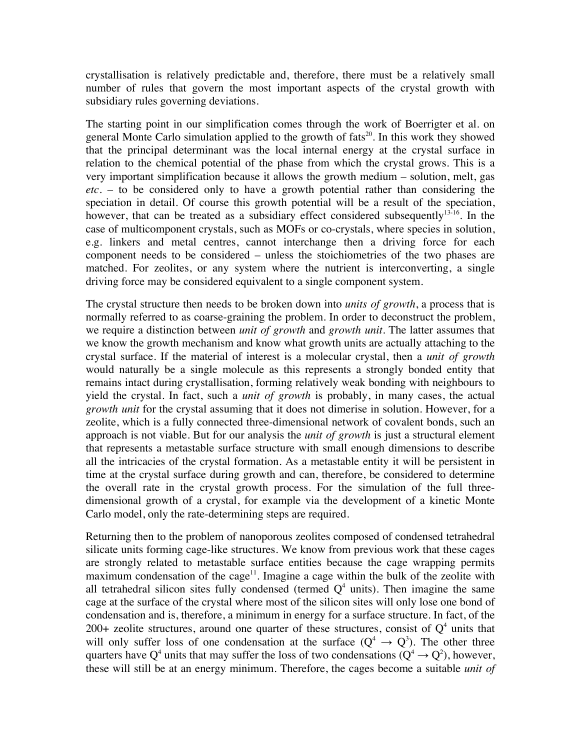crystallisation is relatively predictable and, therefore, there must be a relatively small number of rules that govern the most important aspects of the crystal growth with subsidiary rules governing deviations.

The starting point in our simplification comes through the work of Boerrigter et al. on general Monte Carlo simulation applied to the growth of fats[20]. In this work they showed that the principal determinant was the local internal energy at the crystal surface in relation to the chemical potential of the phase from which the crystal grows. This is a very important simplification because it allows the growth medium – solution, melt, gas *etc*. – to be considered only to have a growth potential rather than considering the speciation in detail. Of course this growth potential will be a result of the speciation, however, that can be treated as a subsidiary effect considered subsequently[13-16]. In the case of multicomponent crystals, such as MOFs or co-crystals, where species in solution, e.g. linkers and metal centres, cannot interchange then a driving force for each component needs to be considered – unless the stoichiometries of the two phases are matched. For zeolites, or any system where the nutrient is interconverting, a single driving force may be considered equivalent to a single component system.

The crystal structure then needs to be broken down into *units of growth*, a process that is normally referred to as coarse-graining the problem. In order to deconstruct the problem, we require a distinction between *unit of growth* and *growth unit*. The latter assumes that we know the growth mechanism and know what growth units are actually attaching to the crystal surface. If the material of interest is a molecular crystal, then a *unit of growth* would naturally be a single molecule as this represents a strongly bonded entity that remains intact during crystallisation, forming relatively weak bonding with neighbours to yield the crystal. In fact, such a *unit of growth* is probably, in many cases, the actual *growth unit* for the crystal assuming that it does not dimerise in solution. However, for a zeolite, which is a fully connected three-dimensional network of covalent bonds, such an approach is not viable. But for our analysis the *unit of growth* is just a structural element that represents a metastable surface structure with small enough dimensions to describe all the intricacies of the crystal formation. As a metastable entity it will be persistent in time at the crystal surface during growth and can, therefore, be considered to determine the overall rate in the crystal growth process. For the simulation of the full three-dimensional growth of a crystal, for example via the development of a kinetic Monte Carlo model, only the rate-determining steps are required.

Returning then to the problem of nanoporous zeolites composed of condensed tetrahedral silicate units forming cage-like structures. We know from previous work that these cages are strongly related to metastable surface entities because the cage wrapping permits maximum condensation of the cage[11]. Imagine a cage within the bulk of the zeolite with all tetrahedral silicon sites fully condensed (termed $Q^4$ units). Then imagine the same cage at the surface of the crystal where most of the silicon sites will only lose one bond of condensation and is, therefore, a minimum in energy for a surface structure. In fact, of the 200+ zeolite structures, around one quarter of these structures, consist of $Q^4$ units that will only suffer loss of one condensation at the surface ($Q^4 \rightarrow Q^3$). The other three quarters have $Q^4$ units that may suffer the loss of two condensations ($Q^4 \rightarrow Q^2$), however, these will still be at an energy minimum. Therefore, the cages become a suitable *unit of*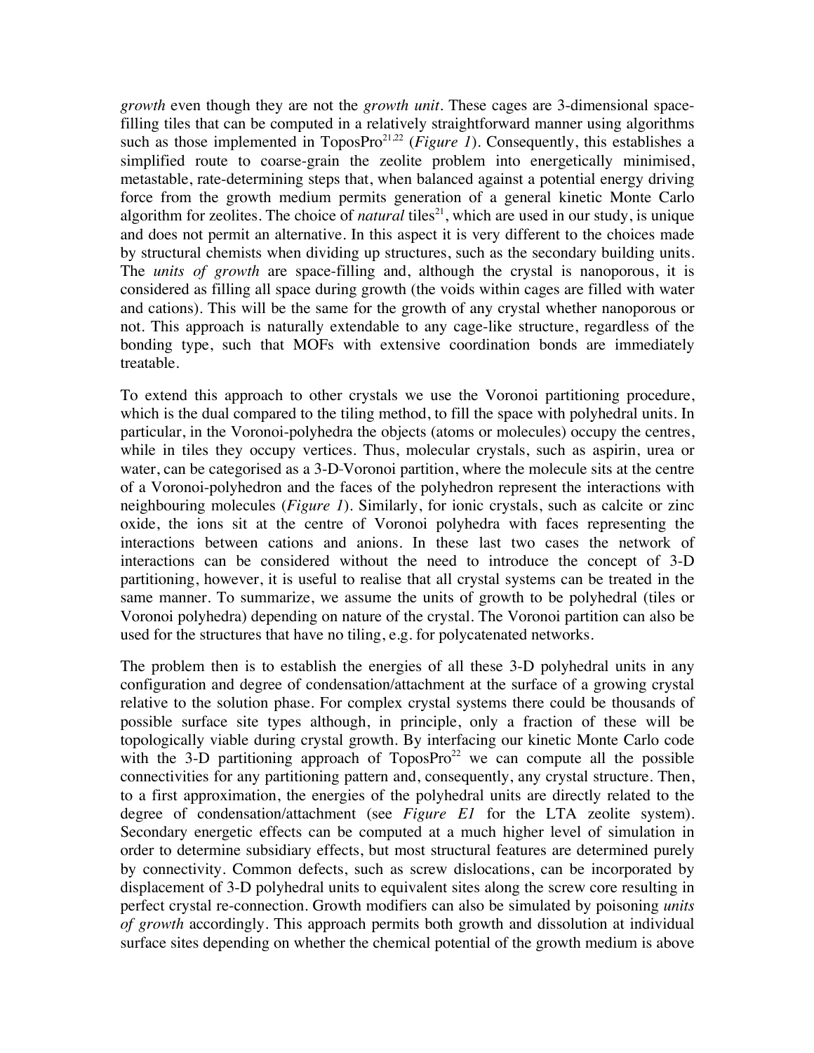*growth* even though they are not the *growth unit*. These cages are 3-dimensional space-filling tiles that can be computed in a relatively straightforward manner using algorithms such as those implemented in ToposPro[21,22] (*Figure 1*). Consequently, this establishes a simplified route to coarse-grain the zeolite problem into energetically minimised, metastable, rate-determining steps that, when balanced against a potential energy driving force from the growth medium permits generation of a general kinetic Monte Carlo algorithm for zeolites. The choice of *natural* tiles[21], which are used in our study, is unique and does not permit an alternative. In this aspect it is very different to the choices made by structural chemists when dividing up structures, such as the secondary building units. The *units of growth* are space-filling and, although the crystal is nanoporous, it is considered as filling all space during growth (the voids within cages are filled with water and cations). This will be the same for the growth of any crystal whether nanoporous or not. This approach is naturally extendable to any cage-like structure, regardless of the bonding type, such that MOFs with extensive coordination bonds are immediately treatable.

To extend this approach to other crystals we use the Voronoi partitioning procedure, which is the dual compared to the tiling method, to fill the space with polyhedral units. In particular, in the Voronoi-polyhedra the objects (atoms or molecules) occupy the centres, while in tiles they occupy vertices. Thus, molecular crystals, such as aspirin, urea or water, can be categorised as a 3-D-Voronoi partition, where the molecule sits at the centre of a Voronoi-polyhedron and the faces of the polyhedron represent the interactions with neighbouring molecules (*Figure 1*). Similarly, for ionic crystals, such as calcite or zinc oxide, the ions sit at the centre of Voronoi polyhedra with faces representing the interactions between cations and anions. In these last two cases the network of interactions can be considered without the need to introduce the concept of 3-D partitioning, however, it is useful to realise that all crystal systems can be treated in the same manner. To summarize, we assume the units of growth to be polyhedral (tiles or Voronoi polyhedra) depending on nature of the crystal. The Voronoi partition can also be used for the structures that have no tiling, e.g. for polycatenated networks.

The problem then is to establish the energies of all these 3-D polyhedral units in any configuration and degree of condensation/attachment at the surface of a growing crystal relative to the solution phase. For complex crystal systems there could be thousands of possible surface site types although, in principle, only a fraction of these will be topologically viable during crystal growth. By interfacing our kinetic Monte Carlo code with the 3-D partitioning approach of ToposPro[22] we can compute all the possible connectivities for any partitioning pattern and, consequently, any crystal structure. Then, to a first approximation, the energies of the polyhedral units are directly related to the degree of condensation/attachment (see *Figure E1* for the LTA zeolite system). Secondary energetic effects can be computed at a much higher level of simulation in order to determine subsidiary effects, but most structural features are determined purely by connectivity. Common defects, such as screw dislocations, can be incorporated by displacement of 3-D polyhedral units to equivalent sites along the screw core resulting in perfect crystal re-connection. Growth modifiers can also be simulated by poisoning *units of growth* accordingly. This approach permits both growth and dissolution at individual surface sites depending on whether the chemical potential of the growth medium is above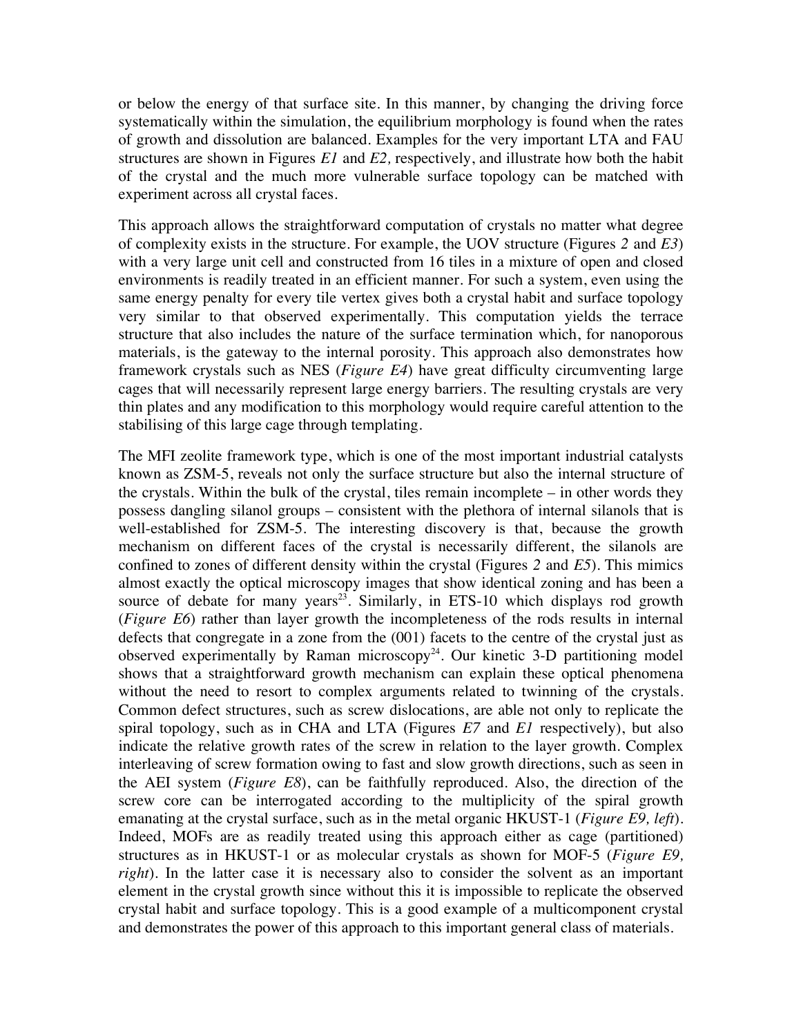or below the energy of that surface site. In this manner, by changing the driving force systematically within the simulation, the equilibrium morphology is found when the rates of growth and dissolution are balanced. Examples for the very important LTA and FAU structures are shown in Figures *E1* and *E2,* respectively, and illustrate how both the habit of the crystal and the much more vulnerable surface topology can be matched with experiment across all crystal faces.

This approach allows the straightforward computation of crystals no matter what degree of complexity exists in the structure. For example, the UOV structure (Figures *2* and *E3*) with a very large unit cell and constructed from 16 tiles in a mixture of open and closed environments is readily treated in an efficient manner. For such a system, even using the same energy penalty for every tile vertex gives both a crystal habit and surface topology very similar to that observed experimentally. This computation yields the terrace structure that also includes the nature of the surface termination which, for nanoporous materials, is the gateway to the internal porosity. This approach also demonstrates how framework crystals such as NES (*Figure E4*) have great difficulty circumventing large cages that will necessarily represent large energy barriers. The resulting crystals are very thin plates and any modification to this morphology would require careful attention to the stabilising of this large cage through templating.

The MFI zeolite framework type, which is one of the most important industrial catalysts known as ZSM-5, reveals not only the surface structure but also the internal structure of the crystals. Within the bulk of the crystal, tiles remain incomplete – in other words they possess dangling silanol groups – consistent with the plethora of internal silanols that is well-established for ZSM-5. The interesting discovery is that, because the growth mechanism on different faces of the crystal is necessarily different, the silanols are confined to zones of different density within the crystal (Figures *2* and *E5*). This mimics almost exactly the optical microscopy images that show identical zoning and has been a source of debate for many years[23]. Similarly, in ETS-10 which displays rod growth (*Figure E6*) rather than layer growth the incompleteness of the rods results in internal defects that congregate in a zone from the (001) facets to the centre of the crystal just as observed experimentally by Raman microscopy[24]. Our kinetic 3-D partitioning model shows that a straightforward growth mechanism can explain these optical phenomena without the need to resort to complex arguments related to twinning of the crystals. Common defect structures, such as screw dislocations, are able not only to replicate the spiral topology, such as in CHA and LTA (Figures *E7* and *E1* respectively), but also indicate the relative growth rates of the screw in relation to the layer growth. Complex interleaving of screw formation owing to fast and slow growth directions, such as seen in the AEI system (*Figure E8*), can be faithfully reproduced. Also, the direction of the screw core can be interrogated according to the multiplicity of the spiral growth emanating at the crystal surface, such as in the metal organic HKUST-1 (*Figure E9, left*). Indeed, MOFs are as readily treated using this approach either as cage (partitioned) structures as in HKUST-1 or as molecular crystals as shown for MOF-5 (*Figure E9, right*). In the latter case it is necessary also to consider the solvent as an important element in the crystal growth since without this it is impossible to replicate the observed crystal habit and surface topology. This is a good example of a multicomponent crystal and demonstrates the power of this approach to this important general class of materials.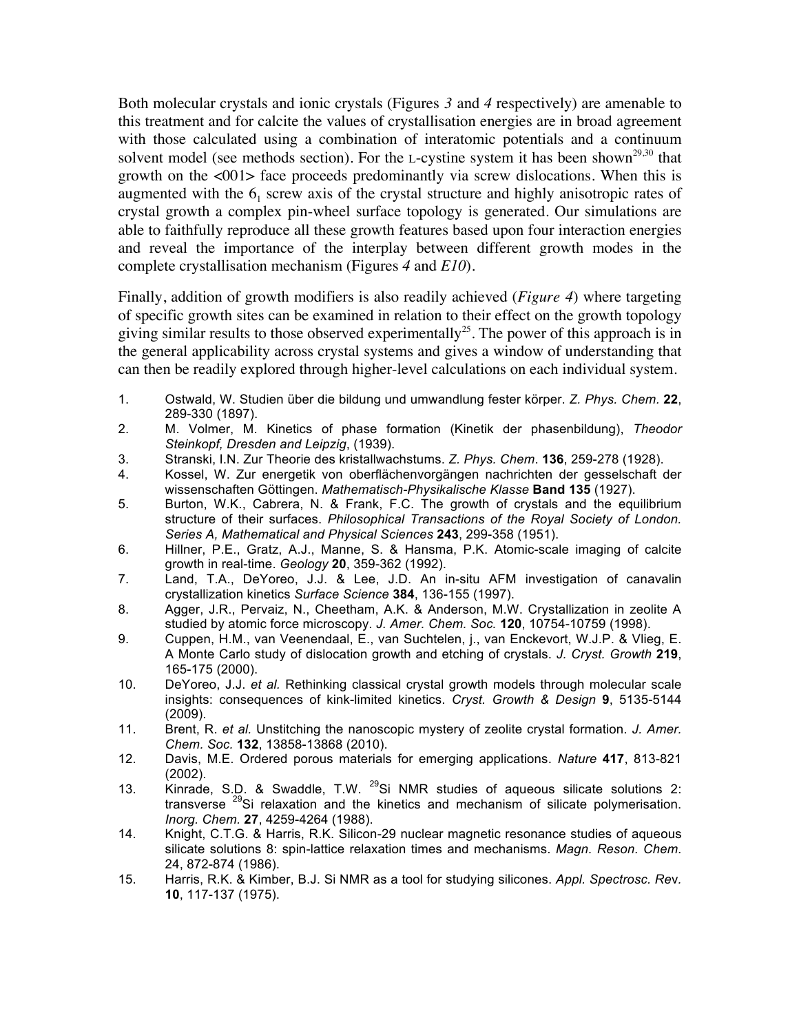Both molecular crystals and ionic crystals (Figures *3* and *4* respectively) are amenable to this treatment and for calcite the values of crystallisation energies are in broad agreement with those calculated using a combination of interatomic potentials and a continuum solvent model (see methods section). For the L-cystine system it has been shown[29,30] that growth on the <001> face proceeds predominantly via screw dislocations. When this is augmented with the $6_1$ screw axis of the crystal structure and highly anisotropic rates of crystal growth a complex pin-wheel surface topology is generated. Our simulations are able to faithfully reproduce all these growth features based upon four interaction energies and reveal the importance of the interplay between different growth modes in the complete crystallisation mechanism (Figures *4* and *E10*).

Finally, addition of growth modifiers is also readily achieved (*Figure 4*) where targeting of specific growth sites can be examined in relation to their effect on the growth topology giving similar results to those observed experimentally[25]. The power of this approach is in the general applicability across crystal systems and gives a window of understanding that can then be readily explored through higher-level calculations on each individual system.

1. Ostwald, W. Studien über die bildung und umwandlung fester körper. *Z. Phys. Chem.* **22**, 289-330 (1897).
2. M. Volmer, M. Kinetics of phase formation (Kinetik der phasenbildung), *Theodor Steinkopf, Dresden and Leipzig*, (1939).
3. Stranski, I.N. Zur Theorie des kristallwachstums. *Z. Phys. Chem*. **136**, 259-278 (1928).
4. Kossel, W. Zur energetik von oberflächenvorgängen nachrichten der gesselschaft der wissenschaften Göttingen. *Mathematisch-Physikalische Klasse* **Band 135** (1927).
5. Burton, W.K., Cabrera, N. & Frank, F.C. The growth of crystals and the equilibrium structure of their surfaces. *Philosophical Transactions of the Royal Society of London. Series A, Mathematical and Physical Sciences* **243**, 299-358 (1951).
6. Hillner, P.E., Gratz, A.J., Manne, S. & Hansma, P.K. Atomic-scale imaging of calcite growth in real-time. *Geology* **20**, 359-362 (1992).
7. Land, T.A., DeYoreo, J.J. & Lee, J.D. An in-situ AFM investigation of canavalin crystallization kinetics *Surface Science* **384**, 136-155 (1997).
8. Agger, J.R., Pervaiz, N., Cheetham, A.K. & Anderson, M.W. Crystallization in zeolite A studied by atomic force microscopy. *J. Amer. Chem. Soc.* **120**, 10754-10759 (1998).
9. Cuppen, H.M., van Veenendaal, E., van Suchtelen, j., van Enckevort, W.J.P. & Vlieg, E. A Monte Carlo study of dislocation growth and etching of crystals. *J. Cryst. Growth* **219**, 165-175 (2000).
10. DeYoreo, J.J. *et al.* Rethinking classical crystal growth models through molecular scale insights: consequences of kink-limited kinetics. *Cryst. Growth & Design* **9**, 5135-5144 (2009).
11. Brent, R. *et al.* Unstitching the nanoscopic mystery of zeolite crystal formation. *J. Amer. Chem. Soc.* **132**, 13858-13868 (2010).
12. Davis, M.E. Ordered porous materials for emerging applications. *Nature* **417**, 813-821 (2002).
13. Kinrade, S.D. & Swaddle, T.W. $^{29}$Si NMR studies of aqueous silicate solutions 2: transverse $^{29}$Si relaxation and the kinetics and mechanism of silicate polymerisation. *Inorg. Chem.* **27**, 4259-4264 (1988).
14. Knight, C.T.G. & Harris, R.K. Silicon-29 nuclear magnetic resonance studies of aqueous silicate solutions 8: spin-lattice relaxation times and mechanisms. *Magn. Reson. Chem.* 24, 872-874 (1986).
15. Harris, R.K. & Kimber, B.J. Si NMR as a tool for studying silicones. *Appl. Spectrosc. Rev.* **10**, 117-137 (1975).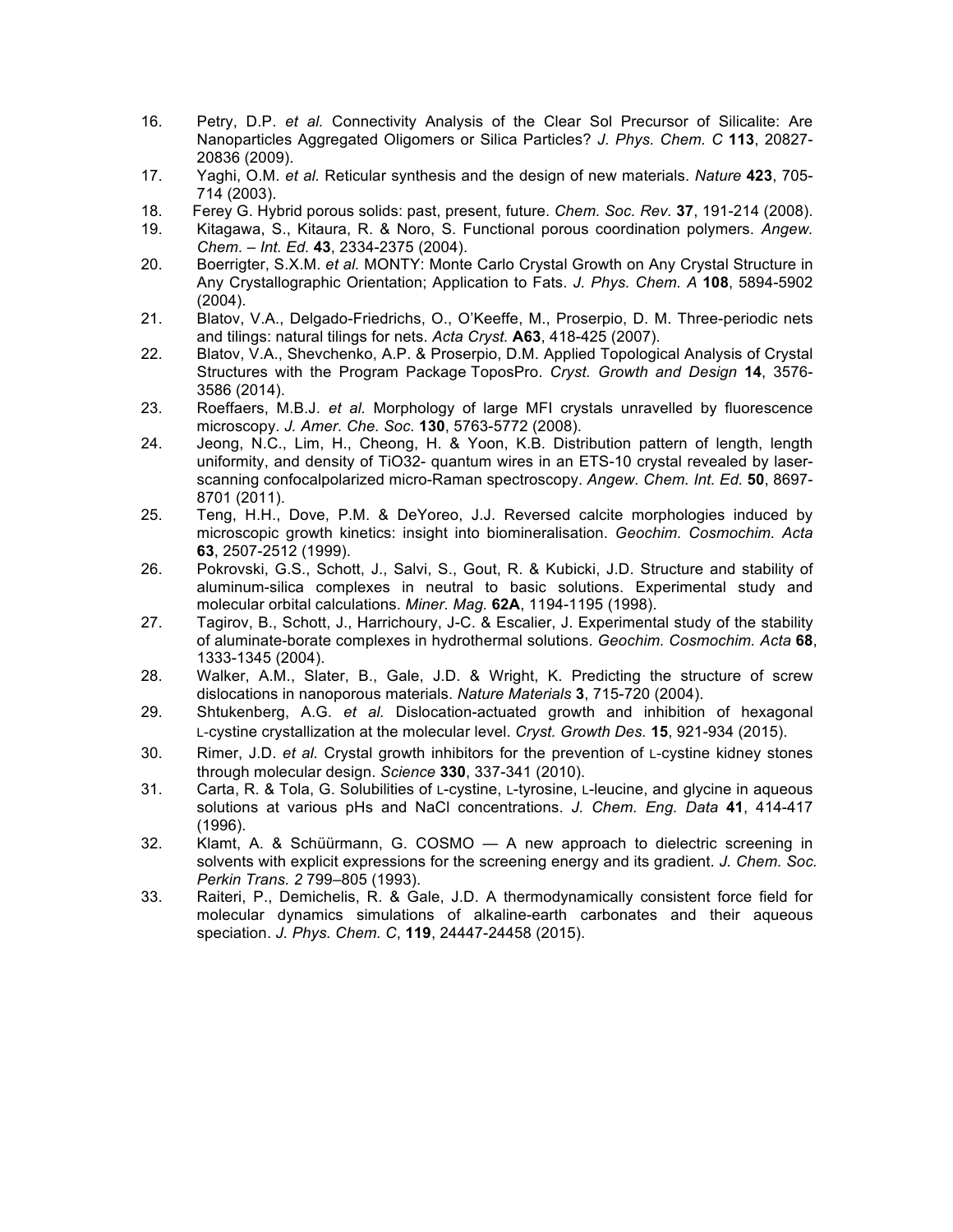16. Petry, D.P. *et al.* Connectivity Analysis of the Clear Sol Precursor of Silicalite: Are Nanoparticles Aggregated Oligomers or Silica Particles? *J. Phys. Chem. C* **113**, 20827-20836 (2009).
17. Yaghi, O.M. *et al.* Reticular synthesis and the design of new materials. *Nature* **423**, 705-714 (2003).
18. Ferey G. Hybrid porous solids: past, present, future. *Chem. Soc. Rev.* **37**, 191-214 (2008).
19. Kitagawa, S., Kitaura, R. & Noro, S. Functional porous coordination polymers. *Angew. Chem. – Int. Ed.* **43**, 2334-2375 (2004).
20. Boerrigter, S.X.M. *et al.* MONTY: Monte Carlo Crystal Growth on Any Crystal Structure in Any Crystallographic Orientation; Application to Fats. *J. Phys. Chem. A* **108**, 5894-5902 (2004).
21. Blatov, V.A., Delgado-Friedrichs, O., O'Keeffe, M., Proserpio, D. M. Three-periodic nets and tilings: natural tilings for nets. *Acta Cryst.* **A63**, 418-425 (2007).
22. Blatov, V.A., Shevchenko, A.P. & Proserpio, D.M. Applied Topological Analysis of Crystal Structures with the Program Package ToposPro. *Cryst. Growth and Design* **14**, 3576-3586 (2014).
23. Roeffaers, M.B.J. *et al.* Morphology of large MFI crystals unravelled by fluorescence microscopy. *J. Amer. Che. Soc.* **130**, 5763-5772 (2008).
24. Jeong, N.C., Lim, H., Cheong, H. & Yoon, K.B. Distribution pattern of length, length uniformity, and density of TiO32- quantum wires in an ETS-10 crystal revealed by laser-scanning confocalpolarized micro-Raman spectroscopy. *Angew. Chem. Int. Ed.* **50**, 8697-8701 (2011).
25. Teng, H.H., Dove, P.M. & DeYoreo, J.J. Reversed calcite morphologies induced by microscopic growth kinetics: insight into biomineralisation. *Geochim. Cosmochim. Acta* **63**, 2507-2512 (1999).
26. Pokrovski, G.S., Schott, J., Salvi, S., Gout, R. & Kubicki, J.D. Structure and stability of aluminum-silica complexes in neutral to basic solutions. Experimental study and molecular orbital calculations. *Miner. Mag.* **62A**, 1194-1195 (1998).
27. Tagirov, B., Schott, J., Harrichoury, J-C. & Escalier, J. Experimental study of the stability of aluminate-borate complexes in hydrothermal solutions. *Geochim. Cosmochim. Acta* **68**, 1333-1345 (2004).
28. Walker, A.M., Slater, B., Gale, J.D. & Wright, K. Predicting the structure of screw dislocations in nanoporous materials. *Nature Materials* **3**, 715-720 (2004).
29. Shtukenberg, A.G. *et al.* Dislocation-actuated growth and inhibition of hexagonal L-cystine crystallization at the molecular level. *Cryst. Growth Des.* **15**, 921-934 (2015).
30. Rimer, J.D. *et al.* Crystal growth inhibitors for the prevention of L-cystine kidney stones through molecular design. *Science* **330**, 337-341 (2010).
31. Carta, R. & Tola, G. Solubilities of L-cystine, L-tyrosine, L-leucine, and glycine in aqueous solutions at various pHs and NaCl concentrations. *J. Chem. Eng. Data* **41**, 414-417 (1996).
32. Klamt, A. & Schüürmann, G. COSMO — A new approach to dielectric screening in solvents with explicit expressions for the screening energy and its gradient. *J. Chem. Soc. Perkin Trans. 2* 799–805 (1993).
33. Raiteri, P., Demichelis, R. & Gale, J.D. A thermodynamically consistent force field for molecular dynamics simulations of alkaline-earth carbonates and their aqueous speciation. *J. Phys. Chem. C*, **119**, 24447-24458 (2015).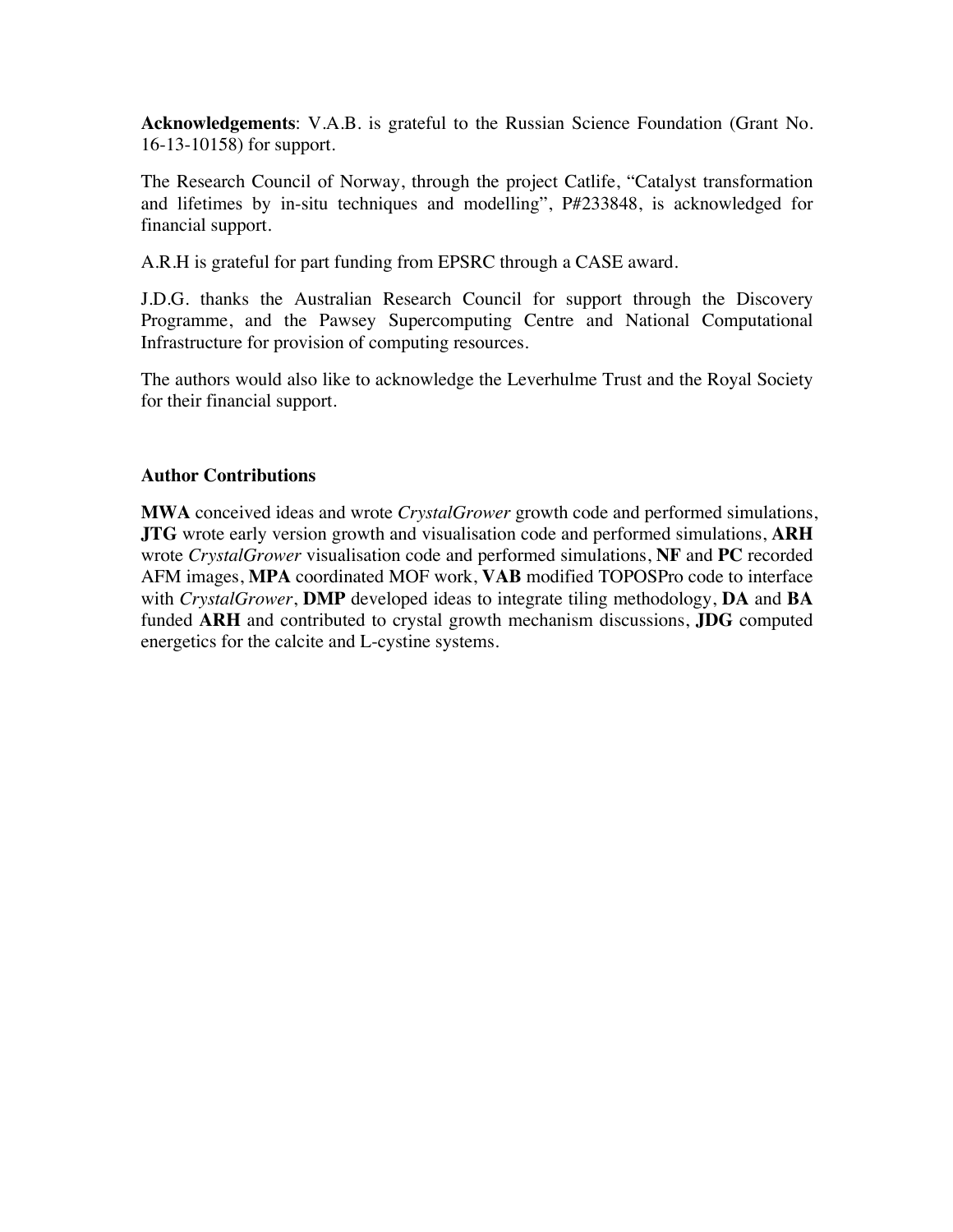**Acknowledgements**: V.A.B. is grateful to the Russian Science Foundation (Grant No. 16-13-10158) for support.

The Research Council of Norway, through the project Catlife, "Catalyst transformation and lifetimes by in-situ techniques and modelling", P#233848, is acknowledged for financial support.

A.R.H is grateful for part funding from EPSRC through a CASE award.

J.D.G. thanks the Australian Research Council for support through the Discovery Programme, and the Pawsey Supercomputing Centre and National Computational Infrastructure for provision of computing resources.

The authors would also like to acknowledge the Leverhulme Trust and the Royal Society for their financial support.

### Author Contributions

**MWA** conceived ideas and wrote *CrystalGrower* growth code and performed simulations, **JTG** wrote early version growth and visualisation code and performed simulations, **ARH** wrote *CrystalGrower* visualisation code and performed simulations, **NF** and **PC** recorded AFM images, **MPA** coordinated MOF work, **VAB** modified TOPOSPro code to interface with *CrystalGrower*, **DMP** developed ideas to integrate tiling methodology, **DA** and **BA** funded **ARH** and contributed to crystal growth mechanism discussions, **JDG** computed energetics for the calcite and L-cystine systems.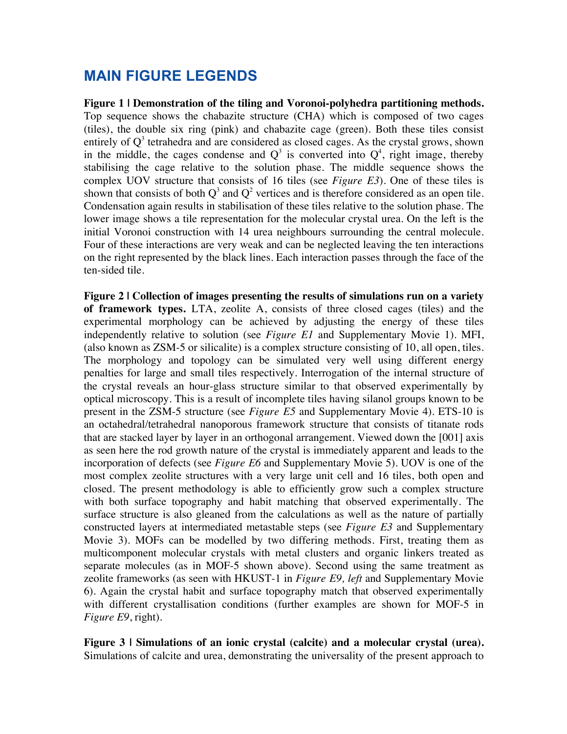## MAIN FIGURE LEGENDS

**Figure 1 | Demonstration of the tiling and Voronoi-polyhedra partitioning methods.** Top sequence shows the chabazite structure (CHA) which is composed of two cages (tiles), the double six ring (pink) and chabazite cage (green). Both these tiles consist entirely of $Q^3$ tetrahedra and are considered as closed cages. As the crystal grows, shown in the middle, the cages condense and $Q^3$ is converted into $Q^4$, right image, thereby stabilising the cage relative to the solution phase. The middle sequence shows the complex UOV structure that consists of 16 tiles (see *Figure E3*). One of these tiles is shown that consists of both $Q^3$ and $Q^2$ vertices and is therefore considered as an open tile. Condensation again results in stabilisation of these tiles relative to the solution phase. The lower image shows a tile representation for the molecular crystal urea. On the left is the initial Voronoi construction with 14 urea neighbours surrounding the central molecule. Four of these interactions are very weak and can be neglected leaving the ten interactions on the right represented by the black lines. Each interaction passes through the face of the ten-sided tile.

**Figure 2 | Collection of images presenting the results of simulations run on a variety of framework types.** LTA, zeolite A, consists of three closed cages (tiles) and the experimental morphology can be achieved by adjusting the energy of these tiles independently relative to solution (see *Figure E1* and Supplementary Movie 1). MFI, (also known as ZSM-5 or silicalite) is a complex structure consisting of 10, all open, tiles. The morphology and topology can be simulated very well using different energy penalties for large and small tiles respectively. Interrogation of the internal structure of the crystal reveals an hour-glass structure similar to that observed experimentally by optical microscopy. This is a result of incomplete tiles having silanol groups known to be present in the ZSM-5 structure (see *Figure E5* and Supplementary Movie 4). ETS-10 is an octahedral/tetrahedral nanoporous framework structure that consists of titanate rods that are stacked layer by layer in an orthogonal arrangement. Viewed down the [001] axis as seen here the rod growth nature of the crystal is immediately apparent and leads to the incorporation of defects (see *Figure E6* and Supplementary Movie 5). UOV is one of the most complex zeolite structures with a very large unit cell and 16 tiles, both open and closed. The present methodology is able to efficiently grow such a complex structure with both surface topography and habit matching that observed experimentally. The surface structure is also gleaned from the calculations as well as the nature of partially constructed layers at intermediated metastable steps (see *Figure E3* and Supplementary Movie 3). MOFs can be modelled by two differing methods. First, treating them as multicomponent molecular crystals with metal clusters and organic linkers treated as separate molecules (as in MOF-5 shown above). Second using the same treatment as zeolite frameworks (as seen with HKUST-1 in *Figure E9, left* and Supplementary Movie 6). Again the crystal habit and surface topography match that observed experimentally with different crystallisation conditions (further examples are shown for MOF-5 in *Figure E9*, right).

**Figure 3 | Simulations of an ionic crystal (calcite) and a molecular crystal (urea).** Simulations of calcite and urea, demonstrating the universality of the present approach to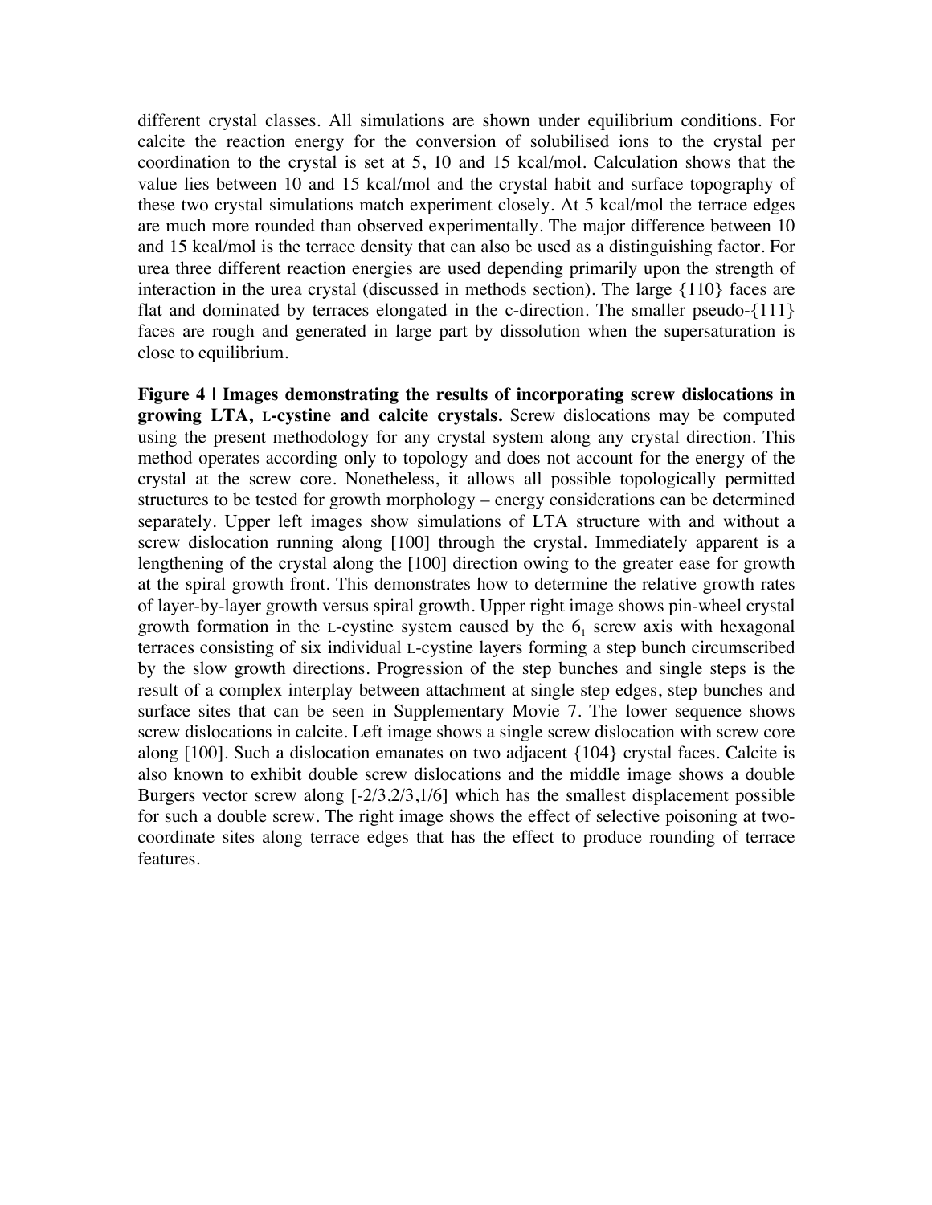different crystal classes. All simulations are shown under equilibrium conditions. For calcite the reaction energy for the conversion of solubilised ions to the crystal per coordination to the crystal is set at 5, 10 and 15 kcal/mol. Calculation shows that the value lies between 10 and 15 kcal/mol and the crystal habit and surface topography of these two crystal simulations match experiment closely. At 5 kcal/mol the terrace edges are much more rounded than observed experimentally. The major difference between 10 and 15 kcal/mol is the terrace density that can also be used as a distinguishing factor. For urea three different reaction energies are used depending primarily upon the strength of interaction in the urea crystal (discussed in methods section). The large {110} faces are flat and dominated by terraces elongated in the c-direction. The smaller pseudo-{111} faces are rough and generated in large part by dissolution when the supersaturation is close to equilibrium.

**Figure 4 | Images demonstrating the results of incorporating screw dislocations in growing LTA, L-cystine and calcite crystals.** Screw dislocations may be computed using the present methodology for any crystal system along any crystal direction. This method operates according only to topology and does not account for the energy of the crystal at the screw core. Nonetheless, it allows all possible topologically permitted structures to be tested for growth morphology – energy considerations can be determined separately. Upper left images show simulations of LTA structure with and without a screw dislocation running along [100] through the crystal. Immediately apparent is a lengthening of the crystal along the [100] direction owing to the greater ease for growth at the spiral growth front. This demonstrates how to determine the relative growth rates of layer-by-layer growth versus spiral growth. Upper right image shows pin-wheel crystal growth formation in the L-cystine system caused by the $6_1$ screw axis with hexagonal terraces consisting of six individual L-cystine layers forming a step bunch circumscribed by the slow growth directions. Progression of the step bunches and single steps is the result of a complex interplay between attachment at single step edges, step bunches and surface sites that can be seen in Supplementary Movie 7. The lower sequence shows screw dislocations in calcite. Left image shows a single screw dislocation with screw core along [100]. Such a dislocation emanates on two adjacent {104} crystal faces. Calcite is also known to exhibit double screw dislocations and the middle image shows a double Burgers vector screw along [-2/3,2/3,1/6] which has the smallest displacement possible for such a double screw. The right image shows the effect of selective poisoning at two-coordinate sites along terrace edges that has the effect to produce rounding of terrace features.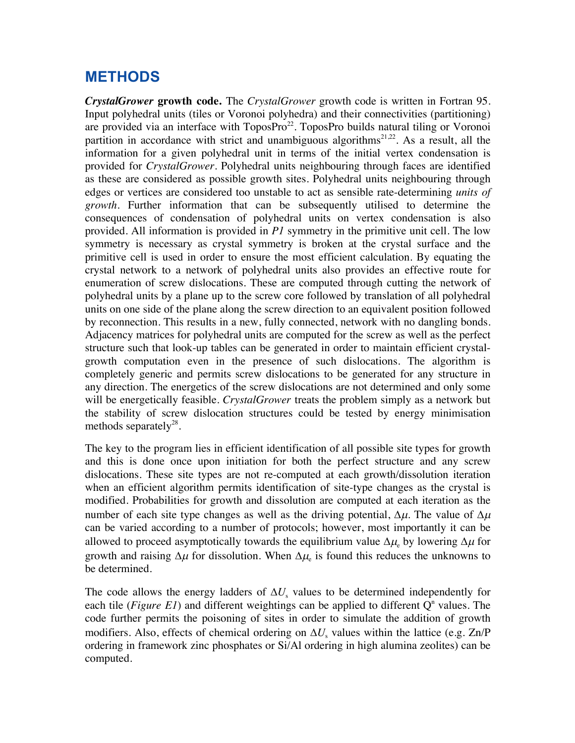# METHODS

***CrystalGrower* growth code.** The *CrystalGrower* growth code is written in Fortran 95. Input polyhedral units (tiles or Voronoi polyhedra) and their connectivities (partitioning) are provided via an interface with ToposPro[22]. ToposPro builds natural tiling or Voronoi partition in accordance with strict and unambiguous algorithms[21,22]. As a result, all the information for a given polyhedral unit in terms of the initial vertex condensation is provided for *CrystalGrower*. Polyhedral units neighbouring through faces are identified as these are considered as possible growth sites. Polyhedral units neighbouring through edges or vertices are considered too unstable to act as sensible rate-determining *units of growth*. Further information that can be subsequently utilised to determine the consequences of condensation of polyhedral units on vertex condensation is also provided. All information is provided in *P1* symmetry in the primitive unit cell. The low symmetry is necessary as crystal symmetry is broken at the crystal surface and the primitive cell is used in order to ensure the most efficient calculation. By equating the crystal network to a network of polyhedral units also provides an effective route for enumeration of screw dislocations. These are computed through cutting the network of polyhedral units by a plane up to the screw core followed by translation of all polyhedral units on one side of the plane along the screw direction to an equivalent position followed by reconnection. This results in a new, fully connected, network with no dangling bonds. Adjacency matrices for polyhedral units are computed for the screw as well as the perfect structure such that look-up tables can be generated in order to maintain efficient crystal-growth computation even in the presence of such dislocations. The algorithm is completely generic and permits screw dislocations to be generated for any structure in any direction. The energetics of the screw dislocations are not determined and only some will be energetically feasible. *CrystalGrower* treats the problem simply as a network but the stability of screw dislocation structures could be tested by energy minimisation methods separately[28].

The key to the program lies in efficient identification of all possible site types for growth and this is done once upon initiation for both the perfect structure and any screw dislocations. These site types are not re-computed at each growth/dissolution iteration when an efficient algorithm permits identification of site-type changes as the crystal is modified. Probabilities for growth and dissolution are computed at each iteration as the number of each site type changes as well as the driving potential, $\Delta\mu$. The value of $\Delta\mu$ can be varied according to a number of protocols; however, most importantly it can be allowed to proceed asymptotically towards the equilibrium value $\Delta\mu_e$ by lowering $\Delta\mu$ for growth and raising $\Delta\mu$ for dissolution. When $\Delta\mu_e$ is found this reduces the unknowns to be determined.

The code allows the energy ladders of $\Delta U_s$ values to be determined independently for each tile (*Figure E1*) and different weightings can be applied to different $Q^n$ values. The code further permits the poisoning of sites in order to simulate the addition of growth modifiers. Also, effects of chemical ordering on $\Delta U_s$ values within the lattice (e.g. Zn/P ordering in framework zinc phosphates or Si/Al ordering in high alumina zeolites) can be computed.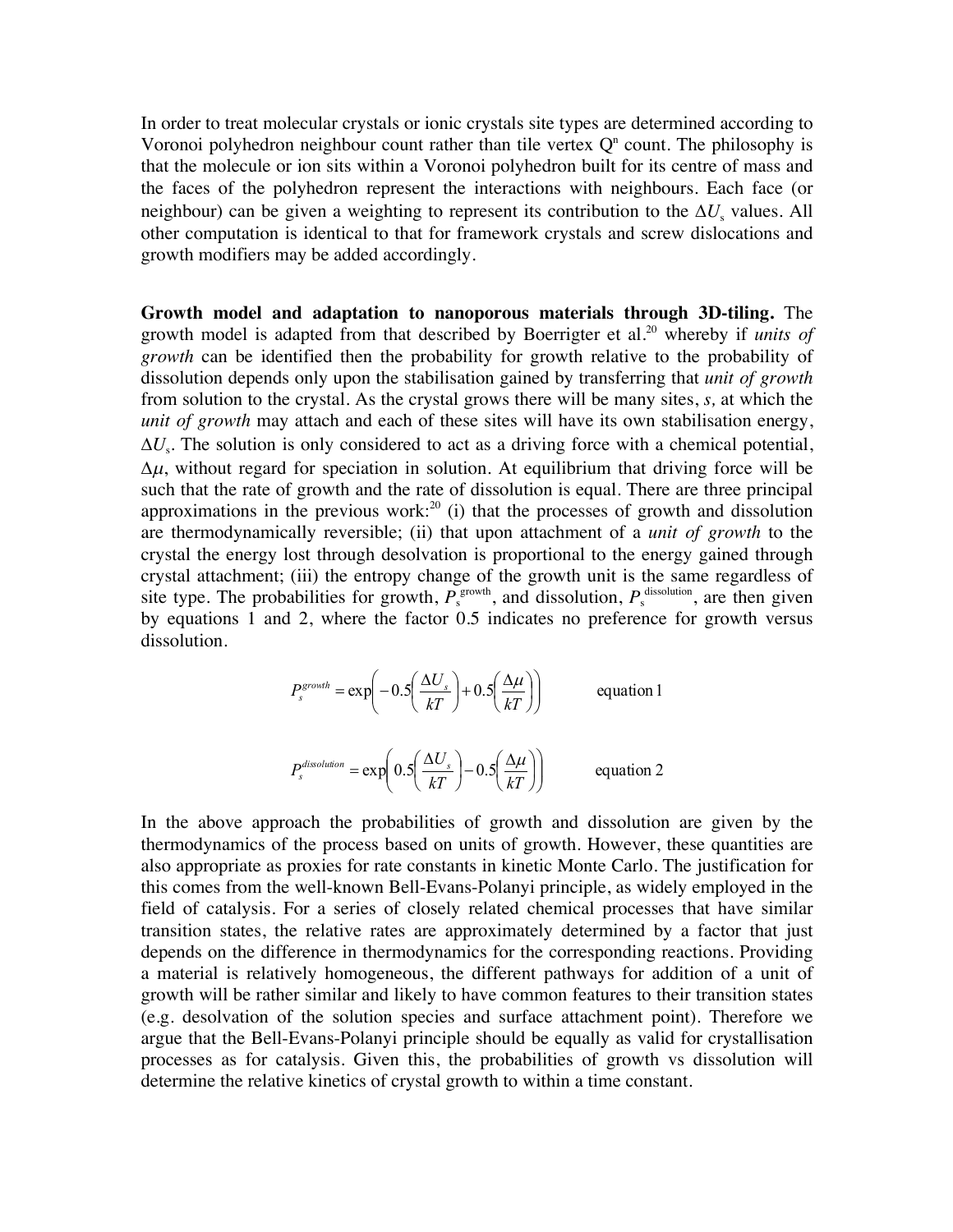In order to treat molecular crystals or ionic crystals site types are determined according to Voronoi polyhedron neighbour count rather than tile vertex $Q^n$ count. The philosophy is that the molecule or ion sits within a Voronoi polyhedron built for its centre of mass and the faces of the polyhedron represent the interactions with neighbours. Each face (or neighbour) can be given a weighting to represent its contribution to the $\Delta U_s$ values. All other computation is identical to that for framework crystals and screw dislocations and growth modifiers may be added accordingly.

**Growth model and adaptation to nanoporous materials through 3D-tiling.** The growth model is adapted from that described by Boerrigter et al.[20] whereby if *units of growth* can be identified then the probability for growth relative to the probability of dissolution depends only upon the stabilisation gained by transferring that *unit of growth* from solution to the crystal. As the crystal grows there will be many sites, *s,* at which the *unit of growth* may attach and each of these sites will have its own stabilisation energy, $\Delta U_s$. The solution is only considered to act as a driving force with a chemical potential, $\Delta\mu$, without regard for speciation in solution. At equilibrium that driving force will be such that the rate of growth and the rate of dissolution is equal. There are three principal approximations in the previous work:[20] (i) that the processes of growth and dissolution are thermodynamically reversible; (ii) that upon attachment of a *unit of growth* to the crystal the energy lost through desolvation is proportional to the energy gained through crystal attachment; (iii) the entropy change of the growth unit is the same regardless of site type. The probabilities for growth, $P_s^{\text{growth}}$, and dissolution, $P_s^{\text{dissolution}}$, are then given by equations 1 and 2, where the factor 0.5 indicates no preference for growth versus dissolution.

$$P_s^{growth} = \exp\left(-0.5\left(\frac{\Delta U_s}{kT}\right) + 0.5\left(\frac{\Delta\mu}{kT}\right)\right) \qquad \text{equation 1}$$

$$P_s^{dissolution} = \exp\left(0.5\left(\frac{\Delta U_s}{kT}\right) - 0.5\left(\frac{\Delta\mu}{kT}\right)\right) \qquad \text{equation 2}$$

In the above approach the probabilities of growth and dissolution are given by the thermodynamics of the process based on units of growth. However, these quantities are also appropriate as proxies for rate constants in kinetic Monte Carlo. The justification for this comes from the well-known Bell-Evans-Polanyi principle, as widely employed in the field of catalysis. For a series of closely related chemical processes that have similar transition states, the relative rates are approximately determined by a factor that just depends on the difference in thermodynamics for the corresponding reactions. Providing a material is relatively homogeneous, the different pathways for addition of a unit of growth will be rather similar and likely to have common features to their transition states (e.g. desolvation of the solution species and surface attachment point). Therefore we argue that the Bell-Evans-Polanyi principle should be equally as valid for crystallisation processes as for catalysis. Given this, the probabilities of growth vs dissolution will determine the relative kinetics of crystal growth to within a time constant.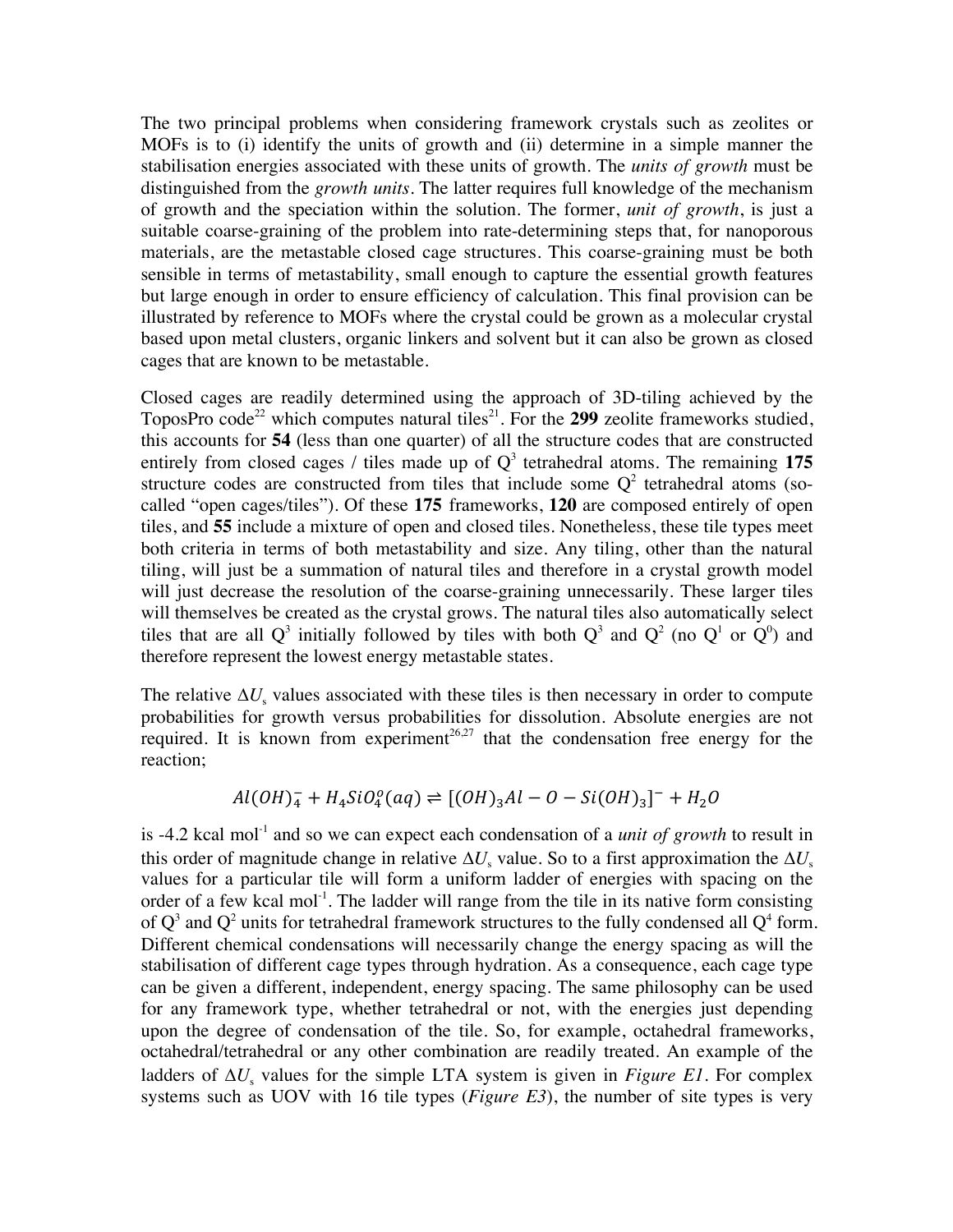The two principal problems when considering framework crystals such as zeolites or MOFs is to (i) identify the units of growth and (ii) determine in a simple manner the stabilisation energies associated with these units of growth. The *units of growth* must be distinguished from the *growth units*. The latter requires full knowledge of the mechanism of growth and the speciation within the solution. The former, *unit of growth*, is just a suitable coarse-graining of the problem into rate-determining steps that, for nanoporous materials, are the metastable closed cage structures. This coarse-graining must be both sensible in terms of metastability, small enough to capture the essential growth features but large enough in order to ensure efficiency of calculation. This final provision can be illustrated by reference to MOFs where the crystal could be grown as a molecular crystal based upon metal clusters, organic linkers and solvent but it can also be grown as closed cages that are known to be metastable.

Closed cages are readily determined using the approach of 3D-tiling achieved by the ToposPro code[22] which computes natural tiles[21]. For the **299** zeolite frameworks studied, this accounts for **54** (less than one quarter) of all the structure codes that are constructed entirely from closed cages / tiles made up of $Q^3$ tetrahedral atoms. The remaining **175** structure codes are constructed from tiles that include some $Q^2$ tetrahedral atoms (so-called "open cages/tiles"). Of these **175** frameworks, **120** are composed entirely of open tiles, and **55** include a mixture of open and closed tiles. Nonetheless, these tile types meet both criteria in terms of both metastability and size. Any tiling, other than the natural tiling, will just be a summation of natural tiles and therefore in a crystal growth model will just decrease the resolution of the coarse-graining unnecessarily. These larger tiles will themselves be created as the crystal grows. The natural tiles also automatically select tiles that are all $Q^3$ initially followed by tiles with both $Q^3$ and $Q^2$ (no $Q^1$ or $Q^0$) and therefore represent the lowest energy metastable states.

The relative $\Delta U_s$ values associated with these tiles is then necessary in order to compute probabilities for growth versus probabilities for dissolution. Absolute energies are not required. It is known from experiment[26,27] that the condensation free energy for the reaction;

$$Al(OH)_4^- + H_4SiO_4^o(aq) \rightleftharpoons [(OH)_3Al-O-Si(OH)_3]^- + H_2O$$

is -4.2 kcal mol$^{-1}$ and so we can expect each condensation of a *unit of growth* to result in this order of magnitude change in relative $\Delta U_s$ value. So to a first approximation the $\Delta U_s$ values for a particular tile will form a uniform ladder of energies with spacing on the order of a few kcal mol$^{-1}$. The ladder will range from the tile in its native form consisting of $Q^3$ and $Q^2$ units for tetrahedral framework structures to the fully condensed all $Q^4$ form. Different chemical condensations will necessarily change the energy spacing as will the stabilisation of different cage types through hydration. As a consequence, each cage type can be given a different, independent, energy spacing. The same philosophy can be used for any framework type, whether tetrahedral or not, with the energies just depending upon the degree of condensation of the tile. So, for example, octahedral frameworks, octahedral/tetrahedral or any other combination are readily treated. An example of the ladders of $\Delta U_s$ values for the simple LTA system is given in *Figure E1*. For complex systems such as UOV with 16 tile types (*Figure E3*), the number of site types is very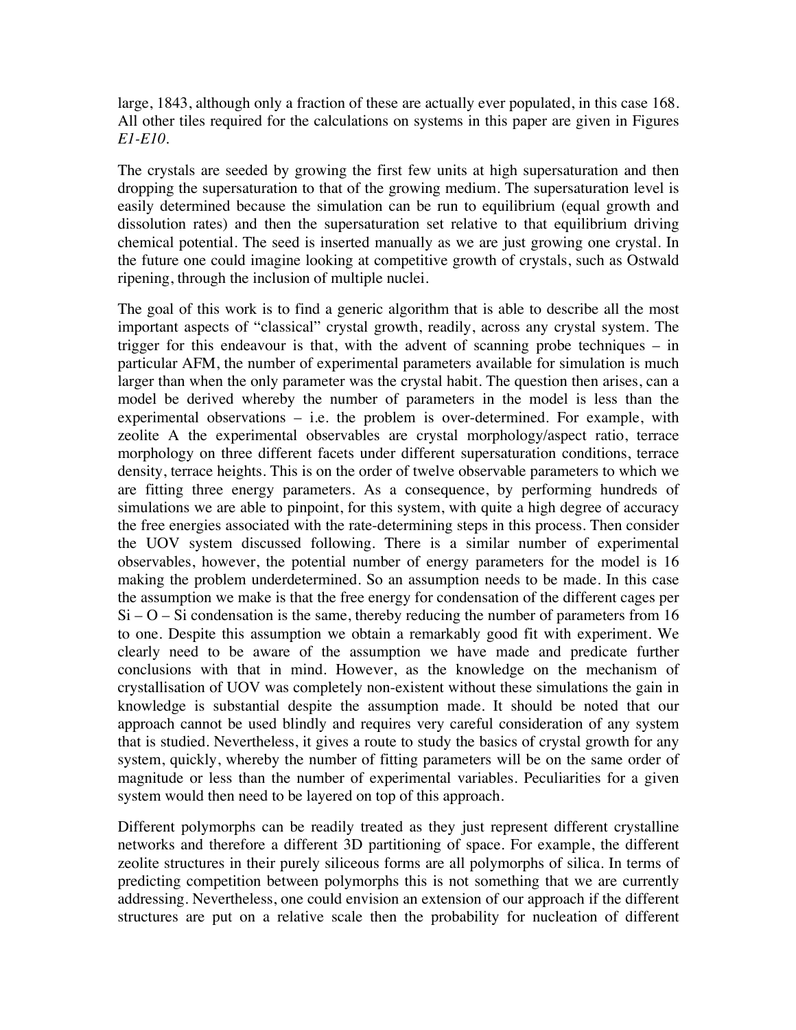large, 1843, although only a fraction of these are actually ever populated, in this case 168. All other tiles required for the calculations on systems in this paper are given in Figures *E1-E10*.

The crystals are seeded by growing the first few units at high supersaturation and then dropping the supersaturation to that of the growing medium. The supersaturation level is easily determined because the simulation can be run to equilibrium (equal growth and dissolution rates) and then the supersaturation set relative to that equilibrium driving chemical potential. The seed is inserted manually as we are just growing one crystal. In the future one could imagine looking at competitive growth of crystals, such as Ostwald ripening, through the inclusion of multiple nuclei.

The goal of this work is to find a generic algorithm that is able to describe all the most important aspects of "classical" crystal growth, readily, across any crystal system. The trigger for this endeavour is that, with the advent of scanning probe techniques – in particular AFM, the number of experimental parameters available for simulation is much larger than when the only parameter was the crystal habit. The question then arises, can a model be derived whereby the number of parameters in the model is less than the experimental observations – i.e. the problem is over-determined. For example, with zeolite A the experimental observables are crystal morphology/aspect ratio, terrace morphology on three different facets under different supersaturation conditions, terrace density, terrace heights. This is on the order of twelve observable parameters to which we are fitting three energy parameters. As a consequence, by performing hundreds of simulations we are able to pinpoint, for this system, with quite a high degree of accuracy the free energies associated with the rate-determining steps in this process. Then consider the UOV system discussed following. There is a similar number of experimental observables, however, the potential number of energy parameters for the model is 16 making the problem underdetermined. So an assumption needs to be made. In this case the assumption we make is that the free energy for condensation of the different cages per Si – O – Si condensation is the same, thereby reducing the number of parameters from 16 to one. Despite this assumption we obtain a remarkably good fit with experiment. We clearly need to be aware of the assumption we have made and predicate further conclusions with that in mind. However, as the knowledge on the mechanism of crystallisation of UOV was completely non-existent without these simulations the gain in knowledge is substantial despite the assumption made. It should be noted that our approach cannot be used blindly and requires very careful consideration of any system that is studied. Nevertheless, it gives a route to study the basics of crystal growth for any system, quickly, whereby the number of fitting parameters will be on the same order of magnitude or less than the number of experimental variables. Peculiarities for a given system would then need to be layered on top of this approach.

Different polymorphs can be readily treated as they just represent different crystalline networks and therefore a different 3D partitioning of space. For example, the different zeolite structures in their purely siliceous forms are all polymorphs of silica. In terms of predicting competition between polymorphs this is not something that we are currently addressing. Nevertheless, one could envision an extension of our approach if the different structures are put on a relative scale then the probability for nucleation of different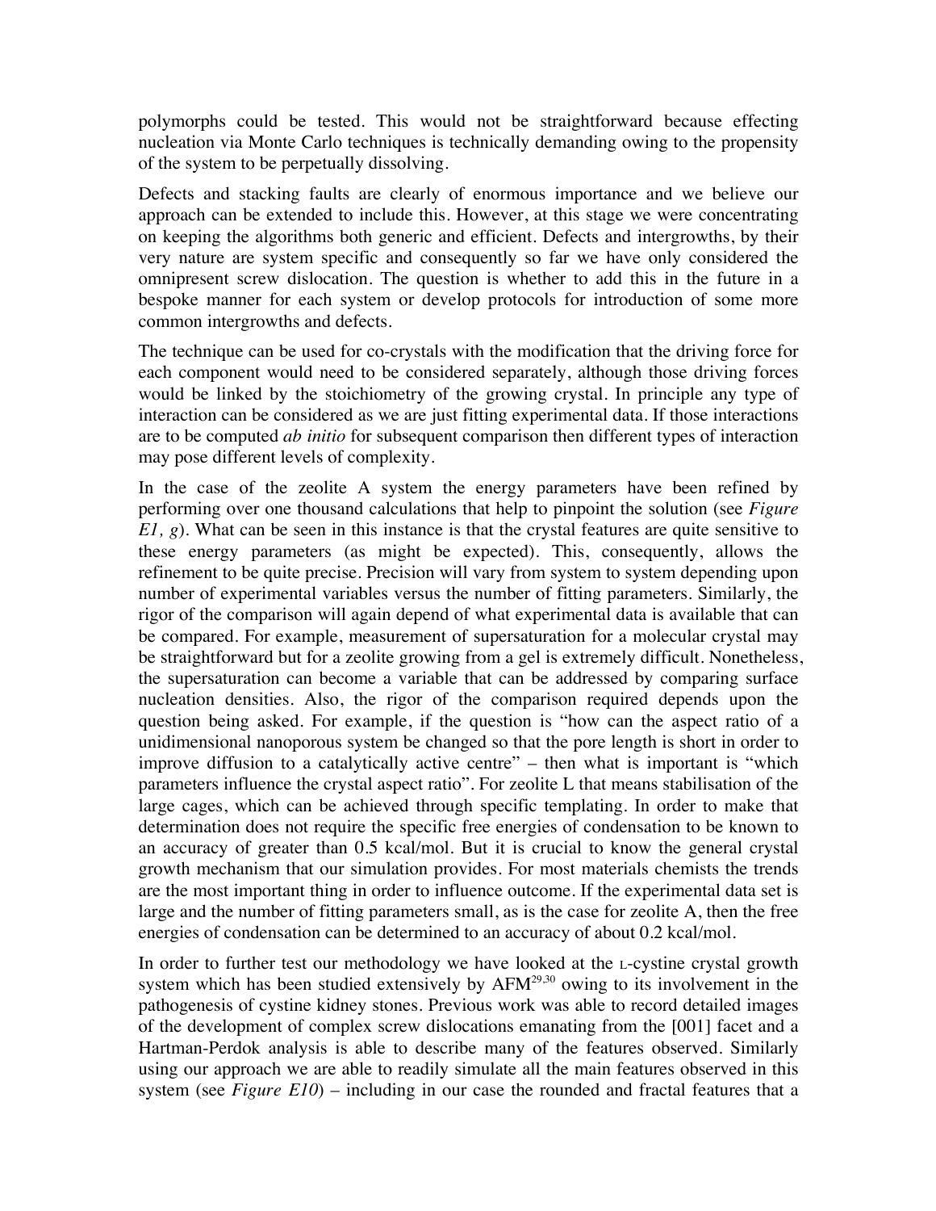polymorphs could be tested. This would not be straightforward because effecting nucleation via Monte Carlo techniques is technically demanding owing to the propensity of the system to be perpetually dissolving.

Defects and stacking faults are clearly of enormous importance and we believe our approach can be extended to include this. However, at this stage we were concentrating on keeping the algorithms both generic and efficient. Defects and intergrowths, by their very nature are system specific and consequently so far we have only considered the omnipresent screw dislocation. The question is whether to add this in the future in a bespoke manner for each system or develop protocols for introduction of some more common intergrowths and defects.

The technique can be used for co-crystals with the modification that the driving force for each component would need to be considered separately, although those driving forces would be linked by the stoichiometry of the growing crystal. In principle any type of interaction can be considered as we are just fitting experimental data. If those interactions are to be computed *ab initio* for subsequent comparison then different types of interaction may pose different levels of complexity.

In the case of the zeolite A system the energy parameters have been refined by performing over one thousand calculations that help to pinpoint the solution (see *Figure E1, g*). What can be seen in this instance is that the crystal features are quite sensitive to these energy parameters (as might be expected). This, consequently, allows the refinement to be quite precise. Precision will vary from system to system depending upon number of experimental variables versus the number of fitting parameters. Similarly, the rigor of the comparison will again depend of what experimental data is available that can be compared. For example, measurement of supersaturation for a molecular crystal may be straightforward but for a zeolite growing from a gel is extremely difficult. Nonetheless, the supersaturation can become a variable that can be addressed by comparing surface nucleation densities. Also, the rigor of the comparison required depends upon the question being asked. For example, if the question is "how can the aspect ratio of a unidimensional nanoporous system be changed so that the pore length is short in order to improve diffusion to a catalytically active centre" – then what is important is "which parameters influence the crystal aspect ratio". For zeolite L that means stabilisation of the large cages, which can be achieved through specific templating. In order to make that determination does not require the specific free energies of condensation to be known to an accuracy of greater than 0.5 kcal/mol. But it is crucial to know the general crystal growth mechanism that our simulation provides. For most materials chemists the trends are the most important thing in order to influence outcome. If the experimental data set is large and the number of fitting parameters small, as is the case for zeolite A, then the free energies of condensation can be determined to an accuracy of about 0.2 kcal/mol.

In order to further test our methodology we have looked at the L-cystine crystal growth system which has been studied extensively by AFM[29,30] owing to its involvement in the pathogenesis of cystine kidney stones. Previous work was able to record detailed images of the development of complex screw dislocations emanating from the [001] facet and a Hartman-Perdok analysis is able to describe many of the features observed. Similarly using our approach we are able to readily simulate all the main features observed in this system (see *Figure E10*) – including in our case the rounded and fractal features that a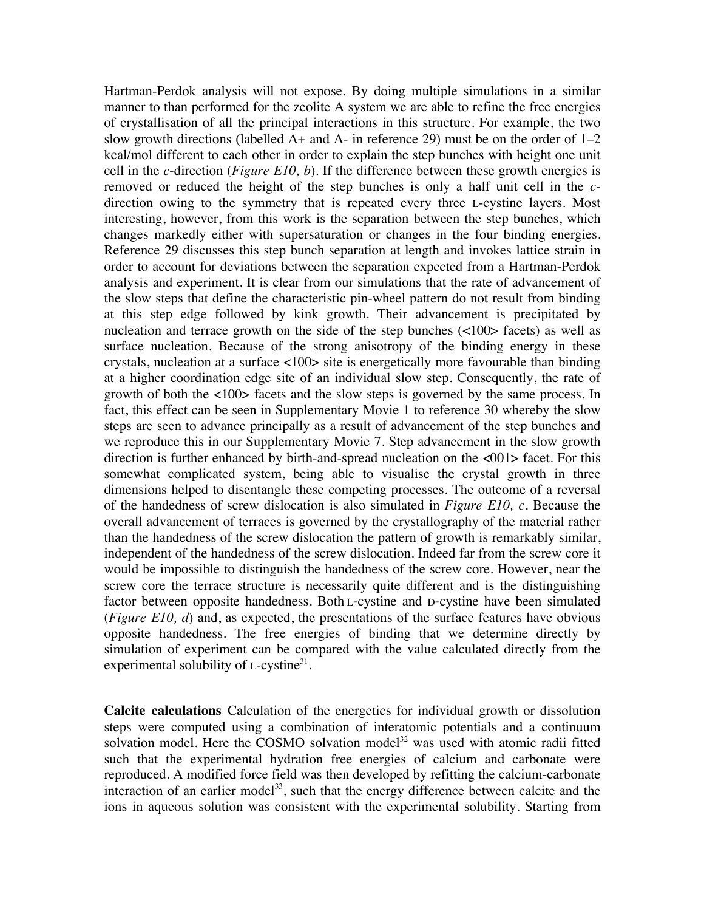Hartman-Perdok analysis will not expose. By doing multiple simulations in a similar manner to than performed for the zeolite A system we are able to refine the free energies of crystallisation of all the principal interactions in this structure. For example, the two slow growth directions (labelled A+ and A- in reference 29) must be on the order of 1–2 kcal/mol different to each other in order to explain the step bunches with height one unit cell in the *c*-direction (*Figure E10, b*). If the difference between these growth energies is removed or reduced the height of the step bunches is only a half unit cell in the *c*-direction owing to the symmetry that is repeated every three L-cystine layers. Most interesting, however, from this work is the separation between the step bunches, which changes markedly either with supersaturation or changes in the four binding energies. Reference 29 discusses this step bunch separation at length and invokes lattice strain in order to account for deviations between the separation expected from a Hartman-Perdok analysis and experiment. It is clear from our simulations that the rate of advancement of the slow steps that define the characteristic pin-wheel pattern do not result from binding at this step edge followed by kink growth. Their advancement is precipitated by nucleation and terrace growth on the side of the step bunches (<100> facets) as well as surface nucleation. Because of the strong anisotropy of the binding energy in these crystals, nucleation at a surface <100> site is energetically more favourable than binding at a higher coordination edge site of an individual slow step. Consequently, the rate of growth of both the <100> facets and the slow steps is governed by the same process. In fact, this effect can be seen in Supplementary Movie 1 to reference 30 whereby the slow steps are seen to advance principally as a result of advancement of the step bunches and we reproduce this in our Supplementary Movie 7. Step advancement in the slow growth direction is further enhanced by birth-and-spread nucleation on the <001> facet. For this somewhat complicated system, being able to visualise the crystal growth in three dimensions helped to disentangle these competing processes. The outcome of a reversal of the handedness of screw dislocation is also simulated in *Figure E10, c*. Because the overall advancement of terraces is governed by the crystallography of the material rather than the handedness of the screw dislocation the pattern of growth is remarkably similar, independent of the handedness of the screw dislocation. Indeed far from the screw core it would be impossible to distinguish the handedness of the screw core. However, near the screw core the terrace structure is necessarily quite different and is the distinguishing factor between opposite handedness. Both L-cystine and D-cystine have been simulated (*Figure E10, d*) and, as expected, the presentations of the surface features have obvious opposite handedness. The free energies of binding that we determine directly by simulation of experiment can be compared with the value calculated directly from the experimental solubility of L-cystine[31].

**Calcite calculations** Calculation of the energetics for individual growth or dissolution steps were computed using a combination of interatomic potentials and a continuum solvation model. Here the COSMO solvation model[32] was used with atomic radii fitted such that the experimental hydration free energies of calcium and carbonate were reproduced. A modified force field was then developed by refitting the calcium-carbonate interaction of an earlier model[33], such that the energy difference between calcite and the ions in aqueous solution was consistent with the experimental solubility. Starting from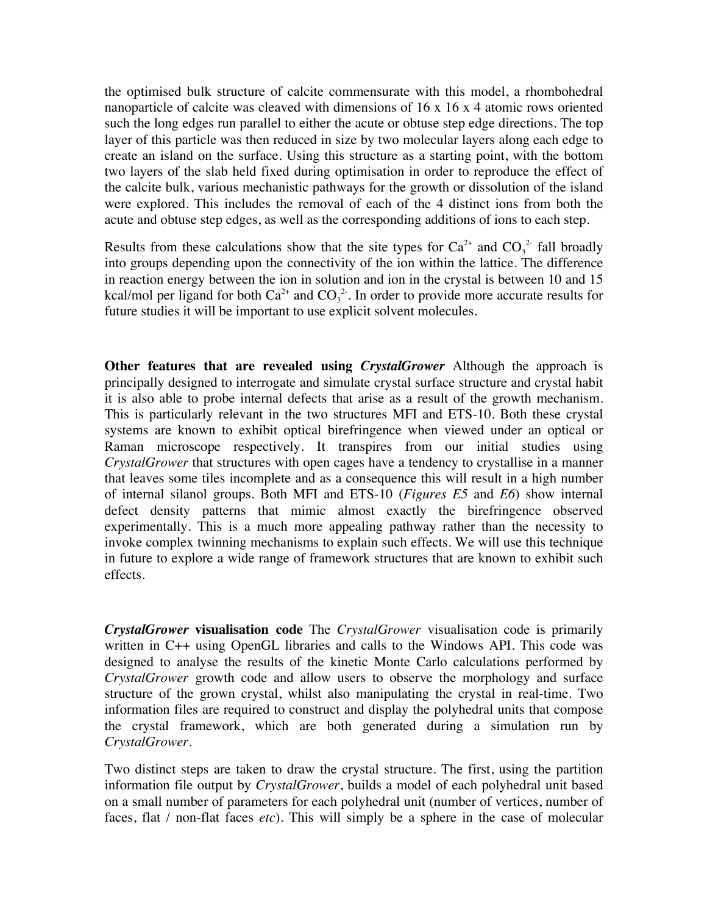the optimised bulk structure of calcite commensurate with this model, a rhombohedral nanoparticle of calcite was cleaved with dimensions of 16 x 16 x 4 atomic rows oriented such the long edges run parallel to either the acute or obtuse step edge directions. The top layer of this particle was then reduced in size by two molecular layers along each edge to create an island on the surface. Using this structure as a starting point, with the bottom two layers of the slab held fixed during optimisation in order to reproduce the effect of the calcite bulk, various mechanistic pathways for the growth or dissolution of the island were explored. This includes the removal of each of the 4 distinct ions from both the acute and obtuse step edges, as well as the corresponding additions of ions to each step.

Results from these calculations show that the site types for $Ca^{2+}$ and $CO_3^{2-}$ fall broadly into groups depending upon the connectivity of the ion within the lattice. The difference in reaction energy between the ion in solution and ion in the crystal is between 10 and 15 kcal/mol per ligand for both $Ca^{2+}$ and $CO_3^{2-}$. In order to provide more accurate results for future studies it will be important to use explicit solvent molecules.

**Other features that are revealed using *CrystalGrower*** Although the approach is principally designed to interrogate and simulate crystal surface structure and crystal habit it is also able to probe internal defects that arise as a result of the growth mechanism. This is particularly relevant in the two structures MFI and ETS-10. Both these crystal systems are known to exhibit optical birefringence when viewed under an optical or Raman microscope respectively. It transpires from our initial studies using *CrystalGrower* that structures with open cages have a tendency to crystallise in a manner that leaves some tiles incomplete and as a consequence this will result in a high number of internal silanol groups. Both MFI and ETS-10 (*Figures E5* and *E6*) show internal defect density patterns that mimic almost exactly the birefringence observed experimentally. This is a much more appealing pathway rather than the necessity to invoke complex twinning mechanisms to explain such effects. We will use this technique in future to explore a wide range of framework structures that are known to exhibit such effects.

***CrystalGrower* visualisation code** The *CrystalGrower* visualisation code is primarily written in C++ using OpenGL libraries and calls to the Windows API. This code was designed to analyse the results of the kinetic Monte Carlo calculations performed by *CrystalGrower* growth code and allow users to observe the morphology and surface structure of the grown crystal, whilst also manipulating the crystal in real-time. Two information files are required to construct and display the polyhedral units that compose the crystal framework, which are both generated during a simulation run by *CrystalGrower*.

Two distinct steps are taken to draw the crystal structure. The first, using the partition information file output by *CrystalGrower*, builds a model of each polyhedral unit based on a small number of parameters for each polyhedral unit (number of vertices, number of faces, flat / non-flat faces *etc*). This will simply be a sphere in the case of molecular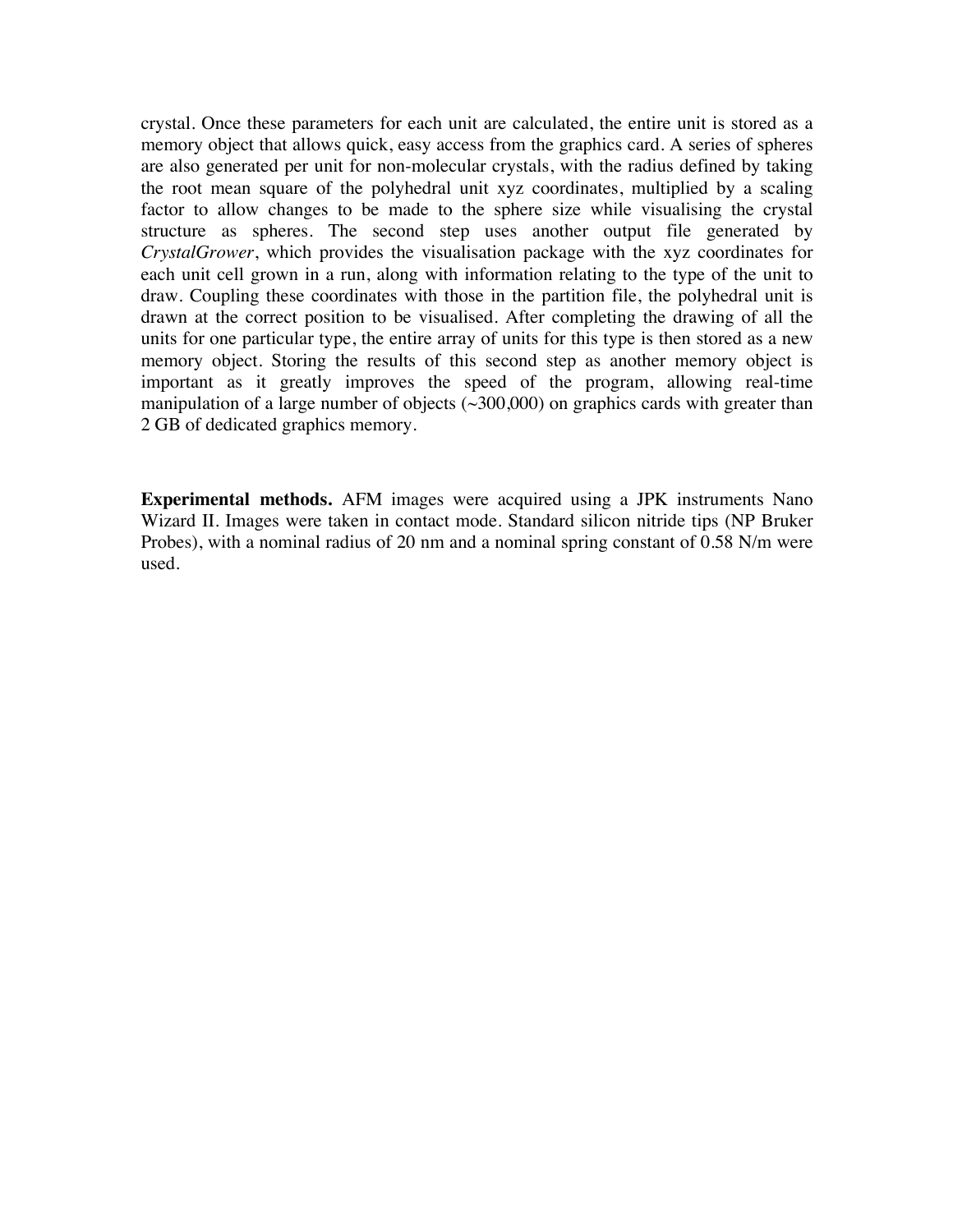crystal. Once these parameters for each unit are calculated, the entire unit is stored as a memory object that allows quick, easy access from the graphics card. A series of spheres are also generated per unit for non-molecular crystals, with the radius defined by taking the root mean square of the polyhedral unit xyz coordinates, multiplied by a scaling factor to allow changes to be made to the sphere size while visualising the crystal structure as spheres. The second step uses another output file generated by *CrystalGrower*, which provides the visualisation package with the xyz coordinates for each unit cell grown in a run, along with information relating to the type of the unit to draw. Coupling these coordinates with those in the partition file, the polyhedral unit is drawn at the correct position to be visualised. After completing the drawing of all the units for one particular type, the entire array of units for this type is then stored as a new memory object. Storing the results of this second step as another memory object is important as it greatly improves the speed of the program, allowing real-time manipulation of a large number of objects (~300,000) on graphics cards with greater than 2 GB of dedicated graphics memory.

**Experimental methods.** AFM images were acquired using a JPK instruments Nano Wizard II. Images were taken in contact mode. Standard silicon nitride tips (NP Bruker Probes), with a nominal radius of 20 nm and a nominal spring constant of 0.58 N/m were used.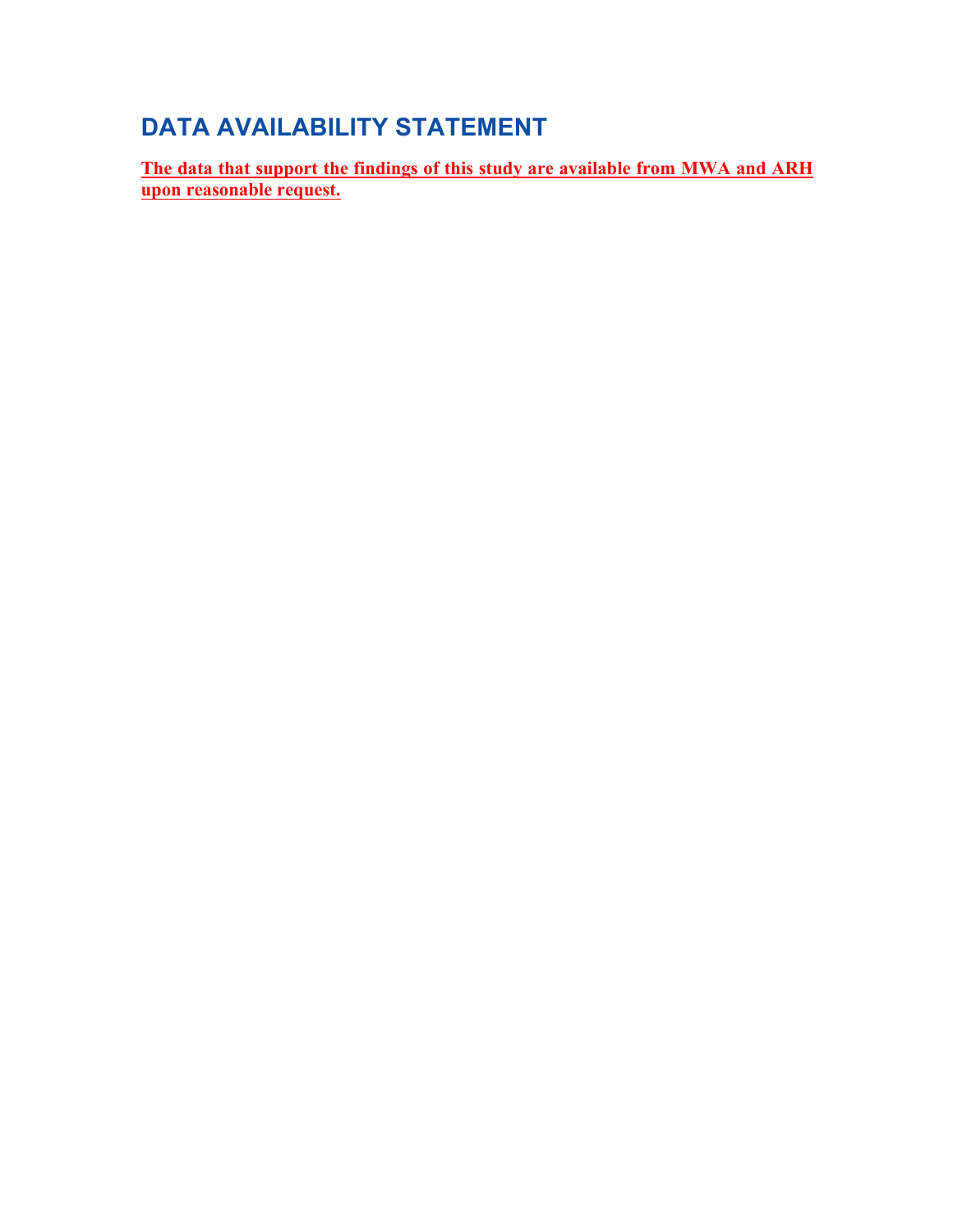# DATA AVAILABILITY STATEMENT

**The data that support the findings of this study are available from MWA and ARH upon reasonable request.**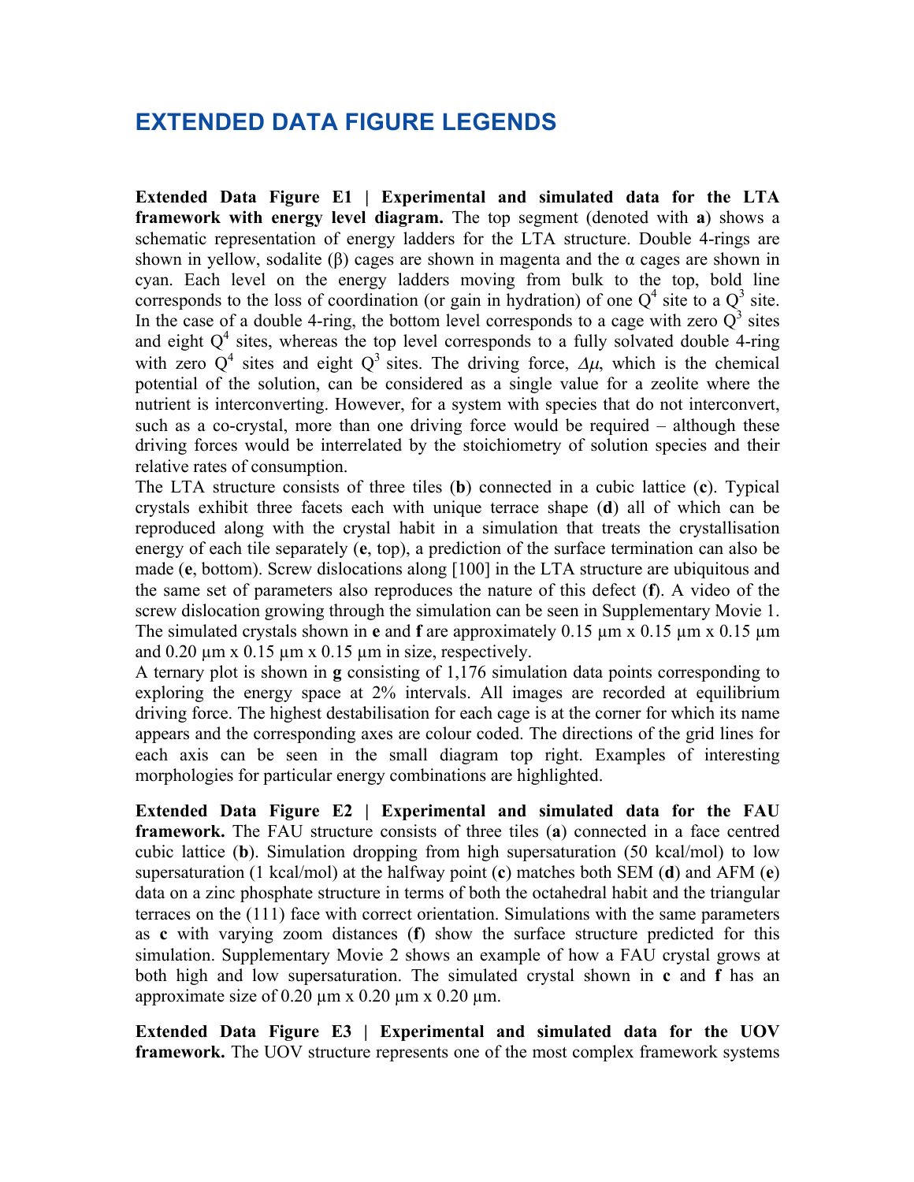# EXTENDED DATA FIGURE LEGENDS

**Extended Data Figure E1 | Experimental and simulated data for the LTA framework with energy level diagram.** The top segment (denoted with **a**) shows a schematic representation of energy ladders for the LTA structure. Double 4-rings are shown in yellow, sodalite (β) cages are shown in magenta and the α cages are shown in cyan. Each level on the energy ladders moving from bulk to the top, bold line corresponds to the loss of coordination (or gain in hydration) of one $Q^4$ site to a $Q^3$ site. In the case of a double 4-ring, the bottom level corresponds to a cage with zero $Q^3$ sites and eight $Q^4$ sites, whereas the top level corresponds to a fully solvated double 4-ring with zero $Q^4$ sites and eight $Q^3$ sites. The driving force, $\Delta\mu$, which is the chemical potential of the solution, can be considered as a single value for a zeolite where the nutrient is interconverting. However, for a system with species that do not interconvert, such as a co-crystal, more than one driving force would be required – although these driving forces would be interrelated by the stoichiometry of solution species and their relative rates of consumption.

The LTA structure consists of three tiles (**b**) connected in a cubic lattice (**c**). Typical crystals exhibit three facets each with unique terrace shape (**d**) all of which can be reproduced along with the crystal habit in a simulation that treats the crystallisation energy of each tile separately (**e**, top), a prediction of the surface termination can also be made (**e**, bottom). Screw dislocations along [100] in the LTA structure are ubiquitous and the same set of parameters also reproduces the nature of this defect (**f**). A video of the screw dislocation growing through the simulation can be seen in Supplementary Movie 1. The simulated crystals shown in **e** and **f** are approximately 0.15 μm x 0.15 μm x 0.15 μm and 0.20 μm x 0.15 μm x 0.15 μm in size, respectively.

A ternary plot is shown in **g** consisting of 1,176 simulation data points corresponding to exploring the energy space at 2% intervals. All images are recorded at equilibrium driving force. The highest destabilisation for each cage is at the corner for which its name appears and the corresponding axes are colour coded. The directions of the grid lines for each axis can be seen in the small diagram top right. Examples of interesting morphologies for particular energy combinations are highlighted.

**Extended Data Figure E2 | Experimental and simulated data for the FAU framework.** The FAU structure consists of three tiles (**a**) connected in a face centred cubic lattice (**b**). Simulation dropping from high supersaturation (50 kcal/mol) to low supersaturation (1 kcal/mol) at the halfway point (**c**) matches both SEM (**d**) and AFM (**e**) data on a zinc phosphate structure in terms of both the octahedral habit and the triangular terraces on the (111) face with correct orientation. Simulations with the same parameters as **c** with varying zoom distances (**f**) show the surface structure predicted for this simulation. Supplementary Movie 2 shows an example of how a FAU crystal grows at both high and low supersaturation. The simulated crystal shown in **c** and **f** has an approximate size of 0.20 μm x 0.20 μm x 0.20 μm.

**Extended Data Figure E3 | Experimental and simulated data for the UOV framework.** The UOV structure represents one of the most complex framework systems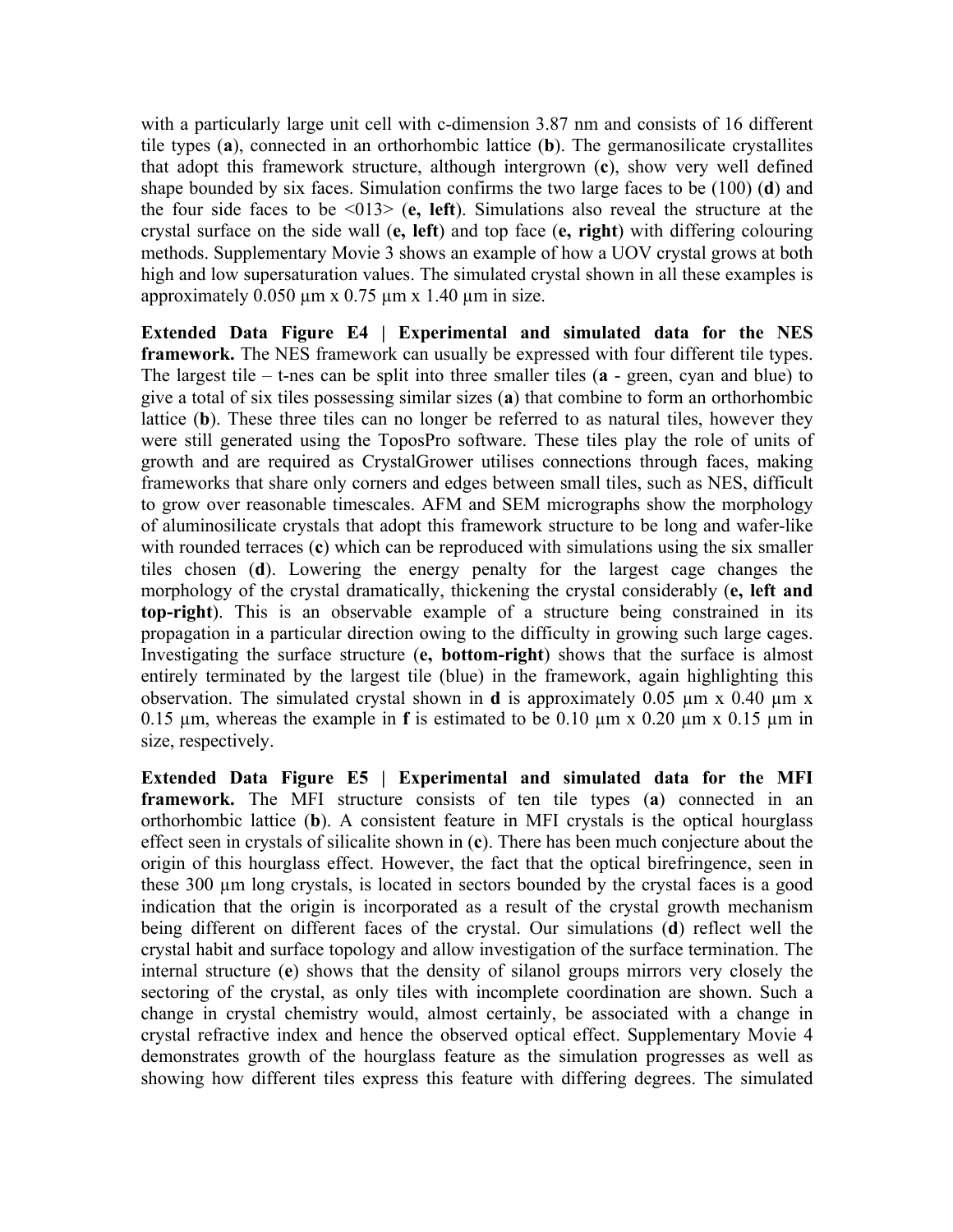with a particularly large unit cell with c-dimension 3.87 nm and consists of 16 different tile types (**a**), connected in an orthorhombic lattice (**b**). The germanosilicate crystallites that adopt this framework structure, although intergrown (**c**), show very well defined shape bounded by six faces. Simulation confirms the two large faces to be (100) (**d**) and the four side faces to be <013> (**e, left**). Simulations also reveal the structure at the crystal surface on the side wall (**e, left**) and top face (**e, right**) with differing colouring methods. Supplementary Movie 3 shows an example of how a UOV crystal grows at both high and low supersaturation values. The simulated crystal shown in all these examples is approximately 0.050 μm x 0.75 μm x 1.40 μm in size.

**Extended Data Figure E4 | Experimental and simulated data for the NES framework.** The NES framework can usually be expressed with four different tile types. The largest tile – t-nes can be split into three smaller tiles (**a** - green, cyan and blue) to give a total of six tiles possessing similar sizes (**a**) that combine to form an orthorhombic lattice (**b**). These three tiles can no longer be referred to as natural tiles, however they were still generated using the ToposPro software. These tiles play the role of units of growth and are required as CrystalGrower utilises connections through faces, making frameworks that share only corners and edges between small tiles, such as NES, difficult to grow over reasonable timescales. AFM and SEM micrographs show the morphology of aluminosilicate crystals that adopt this framework structure to be long and wafer-like with rounded terraces (**c**) which can be reproduced with simulations using the six smaller tiles chosen (**d**). Lowering the energy penalty for the largest cage changes the morphology of the crystal dramatically, thickening the crystal considerably (**e, left and top-right**). This is an observable example of a structure being constrained in its propagation in a particular direction owing to the difficulty in growing such large cages. Investigating the surface structure (**e, bottom-right**) shows that the surface is almost entirely terminated by the largest tile (blue) in the framework, again highlighting this observation. The simulated crystal shown in **d** is approximately 0.05 μm x 0.40 μm x 0.15 μm, whereas the example in **f** is estimated to be 0.10 μm x 0.20 μm x 0.15 μm in size, respectively.

**Extended Data Figure E5 | Experimental and simulated data for the MFI framework.** The MFI structure consists of ten tile types (**a**) connected in an orthorhombic lattice (**b**). A consistent feature in MFI crystals is the optical hourglass effect seen in crystals of silicalite shown in (**c**). There has been much conjecture about the origin of this hourglass effect. However, the fact that the optical birefringence, seen in these 300 μm long crystals, is located in sectors bounded by the crystal faces is a good indication that the origin is incorporated as a result of the crystal growth mechanism being different on different faces of the crystal. Our simulations (**d**) reflect well the crystal habit and surface topology and allow investigation of the surface termination. The internal structure (**e**) shows that the density of silanol groups mirrors very closely the sectoring of the crystal, as only tiles with incomplete coordination are shown. Such a change in crystal chemistry would, almost certainly, be associated with a change in crystal refractive index and hence the observed optical effect. Supplementary Movie 4 demonstrates growth of the hourglass feature as the simulation progresses as well as showing how different tiles express this feature with differing degrees. The simulated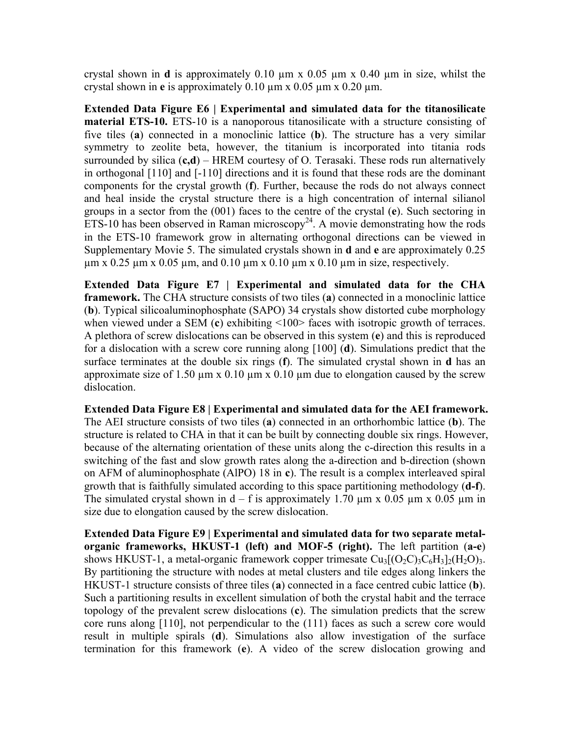crystal shown in **d** is approximately 0.10 μm x 0.05 μm x 0.40 μm in size, whilst the crystal shown in **e** is approximately 0.10 μm x 0.05 μm x 0.20 μm.

**Extended Data Figure E6 | Experimental and simulated data for the titanosilicate material ETS-10.** ETS-10 is a nanoporous titanosilicate with a structure consisting of five tiles (**a**) connected in a monoclinic lattice (**b**). The structure has a very similar symmetry to zeolite beta, however, the titanium is incorporated into titania rods surrounded by silica (**c,d**) – HREM courtesy of O. Terasaki. These rods run alternatively in orthogonal [110] and [-110] directions and it is found that these rods are the dominant components for the crystal growth (**f**). Further, because the rods do not always connect and heal inside the crystal structure there is a high concentration of internal silianol groups in a sector from the (001) faces to the centre of the crystal (**e**). Such sectoring in ETS-10 has been observed in Raman microscopy[24]. A movie demonstrating how the rods in the ETS-10 framework grow in alternating orthogonal directions can be viewed in Supplementary Movie 5. The simulated crystals shown in **d** and **e** are approximately 0.25 μm x 0.25 μm x 0.05 μm, and 0.10 μm x 0.10 μm x 0.10 μm in size, respectively.

**Extended Data Figure E7 | Experimental and simulated data for the CHA framework.** The CHA structure consists of two tiles (**a**) connected in a monoclinic lattice (**b**). Typical silicoaluminophosphate (SAPO) 34 crystals show distorted cube morphology when viewed under a SEM (**c**) exhibiting <100> faces with isotropic growth of terraces. A plethora of screw dislocations can be observed in this system (**e**) and this is reproduced for a dislocation with a screw core running along [100] (**d**). Simulations predict that the surface terminates at the double six rings (**f**). The simulated crystal shown in **d** has an approximate size of 1.50 μm x 0.10 μm x 0.10 μm due to elongation caused by the screw dislocation.

**Extended Data Figure E8 | Experimental and simulated data for the AEI framework.** The AEI structure consists of two tiles (**a**) connected in an orthorhombic lattice (**b**). The structure is related to CHA in that it can be built by connecting double six rings. However, because of the alternating orientation of these units along the c-direction this results in a switching of the fast and slow growth rates along the a-direction and b-direction (shown on AFM of aluminophosphate (AlPO) 18 in **c**). The result is a complex interleaved spiral growth that is faithfully simulated according to this space partitioning methodology (**d-f**). The simulated crystal shown in d – f is approximately 1.70 μm x 0.05 μm x 0.05 μm in size due to elongation caused by the screw dislocation.

**Extended Data Figure E9 | Experimental and simulated data for two separate metal-organic frameworks, HKUST-1 (left) and MOF-5 (right).** The left partition (**a-e**) shows HKUST-1, a metal-organic framework copper trimesate $Cu_3[(O_2C)_3C_6H_3]_2(H_2O)_3$. By partitioning the structure with nodes at metal clusters and tile edges along linkers the HKUST-1 structure consists of three tiles (**a**) connected in a face centred cubic lattice (**b**). Such a partitioning results in excellent simulation of both the crystal habit and the terrace topology of the prevalent screw dislocations (**c**). The simulation predicts that the screw core runs along [110], not perpendicular to the (111) faces as such a screw core would result in multiple spirals (**d**). Simulations also allow investigation of the surface termination for this framework (**e**). A video of the screw dislocation growing and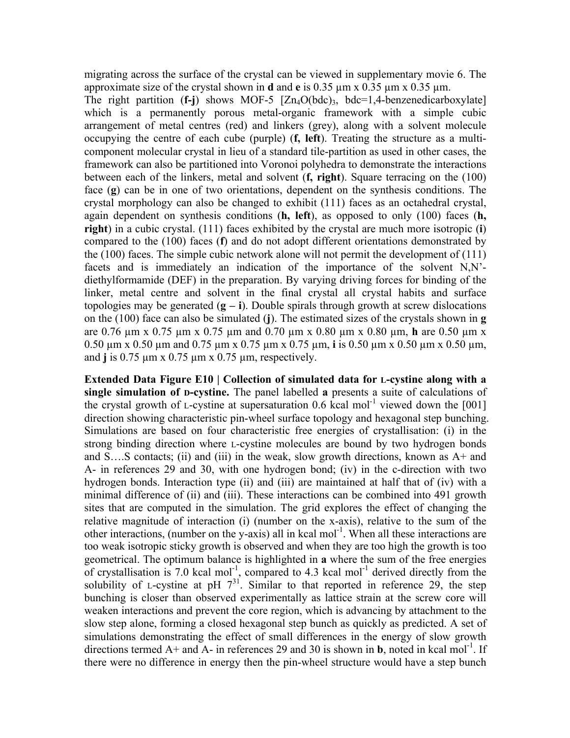migrating across the surface of the crystal can be viewed in supplementary movie 6. The approximate size of the crystal shown in **d** and **e** is 0.35 µm x 0.35 µm x 0.35 µm.

The right partition (**f-j**) shows MOF-5 [$Zn_4O(bdc)_3$, bdc=1,4-benzenedicarboxylate] which is a permanently porous metal-organic framework with a simple cubic arrangement of metal centres (red) and linkers (grey), along with a solvent molecule occupying the centre of each cube (purple) (**f, left**). Treating the structure as a multi-component molecular crystal in lieu of a standard tile-partition as used in other cases, the framework can also be partitioned into Voronoi polyhedra to demonstrate the interactions between each of the linkers, metal and solvent (**f, right**). Square terracing on the (100) face (**g**) can be in one of two orientations, dependent on the synthesis conditions. The crystal morphology can also be changed to exhibit (111) faces as an octahedral crystal, again dependent on synthesis conditions (**h, left**), as opposed to only (100) faces (**h, right**) in a cubic crystal. (111) faces exhibited by the crystal are much more isotropic (**i**) compared to the (100) faces (**f**) and do not adopt different orientations demonstrated by the (100) faces. The simple cubic network alone will not permit the development of (111) facets and is immediately an indication of the importance of the solvent N,N'-diethylformamide (DEF) in the preparation. By varying driving forces for binding of the linker, metal centre and solvent in the final crystal all crystal habits and surface topologies may be generated (**g – i**). Double spirals through growth at screw dislocations on the (100) face can also be simulated (**j**). The estimated sizes of the crystals shown in **g** are 0.76 µm x 0.75 µm x 0.75 µm and 0.70 µm x 0.80 µm x 0.80 µm, **h** are 0.50 µm x 0.50 µm x 0.50 µm and 0.75 µm x 0.75 µm x 0.75 µm, **i** is 0.50 µm x 0.50 µm x 0.50 µm, and **j** is 0.75 µm x 0.75 µm x 0.75 µm, respectively.

**Extended Data Figure E10 | Collection of simulated data for L-cystine along with a single simulation of D-cystine.** The panel labelled **a** presents a suite of calculations of the crystal growth of L-cystine at supersaturation 0.6 kcal mol$^{-1}$ viewed down the [001] direction showing characteristic pin-wheel surface topology and hexagonal step bunching. Simulations are based on four characteristic free energies of crystallisation: (i) in the strong binding direction where L-cystine molecules are bound by two hydrogen bonds and S….S contacts; (ii) and (iii) in the weak, slow growth directions, known as A+ and A- in references 29 and 30, with one hydrogen bond; (iv) in the c-direction with two hydrogen bonds. Interaction type (ii) and (iii) are maintained at half that of (iv) with a minimal difference of (ii) and (iii). These interactions can be combined into 491 growth sites that are computed in the simulation. The grid explores the effect of changing the relative magnitude of interaction (i) (number on the x-axis), relative to the sum of the other interactions, (number on the y-axis) all in kcal mol$^{-1}$. When all these interactions are too weak isotropic sticky growth is observed and when they are too high the growth is too geometrical. The optimum balance is highlighted in **a** where the sum of the free energies of crystallisation is 7.0 kcal mol$^{-1}$, compared to 4.3 kcal mol$^{-1}$ derived directly from the solubility of L-cystine at pH 7[31]. Similar to that reported in reference 29, the step bunching is closer than observed experimentally as lattice strain at the screw core will weaken interactions and prevent the core region, which is advancing by attachment to the slow step alone, forming a closed hexagonal step bunch as quickly as predicted. A set of simulations demonstrating the effect of small differences in the energy of slow growth directions termed A+ and A- in references 29 and 30 is shown in **b**, noted in kcal mol$^{-1}$. If there were no difference in energy then the pin-wheel structure would have a step bunch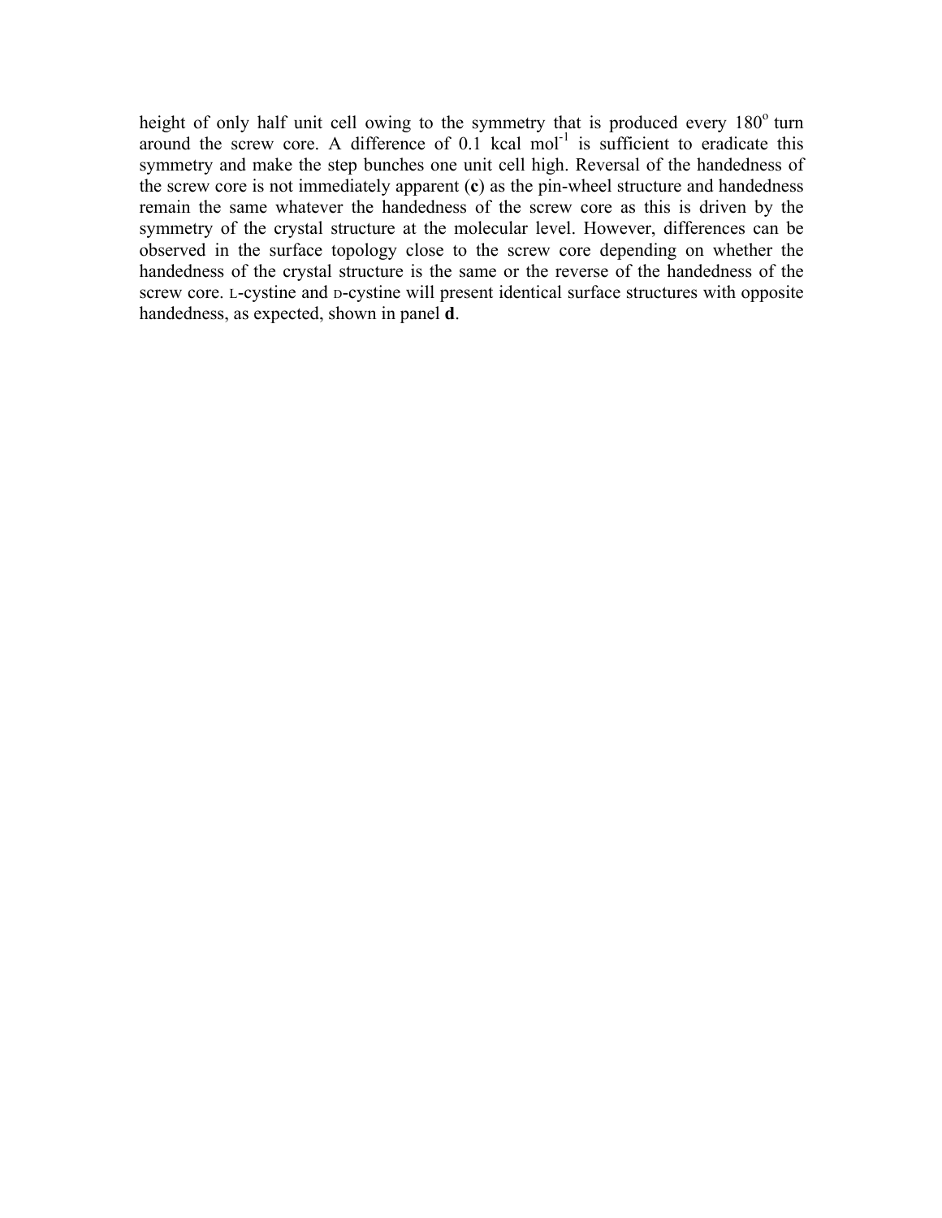height of only half unit cell owing to the symmetry that is produced every 180$^{o}$ turn around the screw core. A difference of 0.1 kcal mol$^{-1}$ is sufficient to eradicate this symmetry and make the step bunches one unit cell high. Reversal of the handedness of the screw core is not immediately apparent (**c**) as the pin-wheel structure and handedness remain the same whatever the handedness of the screw core as this is driven by the symmetry of the crystal structure at the molecular level. However, differences can be observed in the surface topology close to the screw core depending on whether the handedness of the crystal structure is the same or the reverse of the handedness of the screw core. L-cystine and D-cystine will present identical surface structures with opposite handedness, as expected, shown in panel **d**.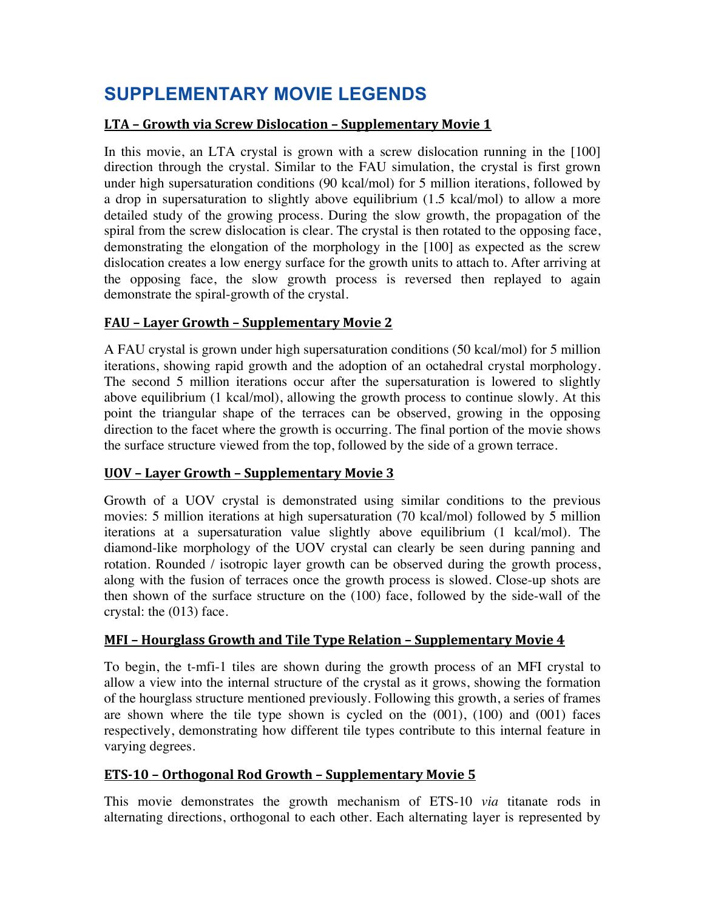# SUPPLEMENTARY MOVIE LEGENDS

## LTA – Growth via Screw Dislocation – Supplementary Movie 1

In this movie, an LTA crystal is grown with a screw dislocation running in the [100] direction through the crystal. Similar to the FAU simulation, the crystal is first grown under high supersaturation conditions (90 kcal/mol) for 5 million iterations, followed by a drop in supersaturation to slightly above equilibrium (1.5 kcal/mol) to allow a more detailed study of the growing process. During the slow growth, the propagation of the spiral from the screw dislocation is clear. The crystal is then rotated to the opposing face, demonstrating the elongation of the morphology in the [100] as expected as the screw dislocation creates a low energy surface for the growth units to attach to. After arriving at the opposing face, the slow growth process is reversed then replayed to again demonstrate the spiral-growth of the crystal.

## FAU – Layer Growth – Supplementary Movie 2

A FAU crystal is grown under high supersaturation conditions (50 kcal/mol) for 5 million iterations, showing rapid growth and the adoption of an octahedral crystal morphology. The second 5 million iterations occur after the supersaturation is lowered to slightly above equilibrium (1 kcal/mol), allowing the growth process to continue slowly. At this point the triangular shape of the terraces can be observed, growing in the opposing direction to the facet where the growth is occurring. The final portion of the movie shows the surface structure viewed from the top, followed by the side of a grown terrace.

## UOV – Layer Growth – Supplementary Movie 3

Growth of a UOV crystal is demonstrated using similar conditions to the previous movies: 5 million iterations at high supersaturation (70 kcal/mol) followed by 5 million iterations at a supersaturation value slightly above equilibrium (1 kcal/mol). The diamond-like morphology of the UOV crystal can clearly be seen during panning and rotation. Rounded / isotropic layer growth can be observed during the growth process, along with the fusion of terraces once the growth process is slowed. Close-up shots are then shown of the surface structure on the (100) face, followed by the side-wall of the crystal: the (013) face.

## MFI – Hourglass Growth and Tile Type Relation – Supplementary Movie 4

To begin, the t-mfi-1 tiles are shown during the growth process of an MFI crystal to allow a view into the internal structure of the crystal as it grows, showing the formation of the hourglass structure mentioned previously. Following this growth, a series of frames are shown where the tile type shown is cycled on the (001), (100) and (001) faces respectively, demonstrating how different tile types contribute to this internal feature in varying degrees.

## ETS-10 – Orthogonal Rod Growth – Supplementary Movie 5

This movie demonstrates the growth mechanism of ETS-10 *via* titanate rods in alternating directions, orthogonal to each other. Each alternating layer is represented by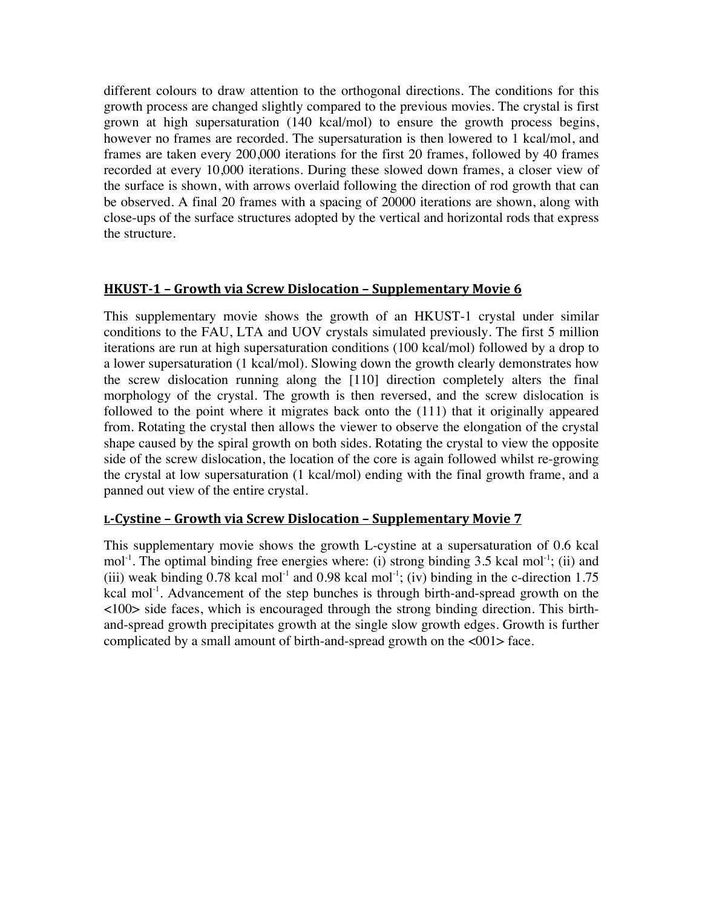different colours to draw attention to the orthogonal directions. The conditions for this growth process are changed slightly compared to the previous movies. The crystal is first grown at high supersaturation (140 kcal/mol) to ensure the growth process begins, however no frames are recorded. The supersaturation is then lowered to 1 kcal/mol, and frames are taken every 200,000 iterations for the first 20 frames, followed by 40 frames recorded at every 10,000 iterations. During these slowed down frames, a closer view of the surface is shown, with arrows overlaid following the direction of rod growth that can be observed. A final 20 frames with a spacing of 20000 iterations are shown, along with close-ups of the surface structures adopted by the vertical and horizontal rods that express the structure.

## HKUST-1 – Growth via Screw Dislocation – Supplementary Movie 6

This supplementary movie shows the growth of an HKUST-1 crystal under similar conditions to the FAU, LTA and UOV crystals simulated previously. The first 5 million iterations are run at high supersaturation conditions (100 kcal/mol) followed by a drop to a lower supersaturation (1 kcal/mol). Slowing down the growth clearly demonstrates how the screw dislocation running along the [110] direction completely alters the final morphology of the crystal. The growth is then reversed, and the screw dislocation is followed to the point where it migrates back onto the (111) that it originally appeared from. Rotating the crystal then allows the viewer to observe the elongation of the crystal shape caused by the spiral growth on both sides. Rotating the crystal to view the opposite side of the screw dislocation, the location of the core is again followed whilst re-growing the crystal at low supersaturation (1 kcal/mol) ending with the final growth frame, and a panned out view of the entire crystal.

## L-Cystine – Growth via Screw Dislocation – Supplementary Movie 7

This supplementary movie shows the growth L-cystine at a supersaturation of 0.6 kcal $mol^{-1}$. The optimal binding free energies where: (i) strong binding 3.5 kcal $mol^{-1}$; (ii) and (iii) weak binding 0.78 kcal $mol^{-1}$ and 0.98 kcal $mol^{-1}$; (iv) binding in the c-direction 1.75 kcal $mol^{-1}$. Advancement of the step bunches is through birth-and-spread growth on the <100> side faces, which is encouraged through the strong binding direction. This birth-and-spread growth precipitates growth at the single slow growth edges. Growth is further complicated by a small amount of birth-and-spread growth on the <001> face.